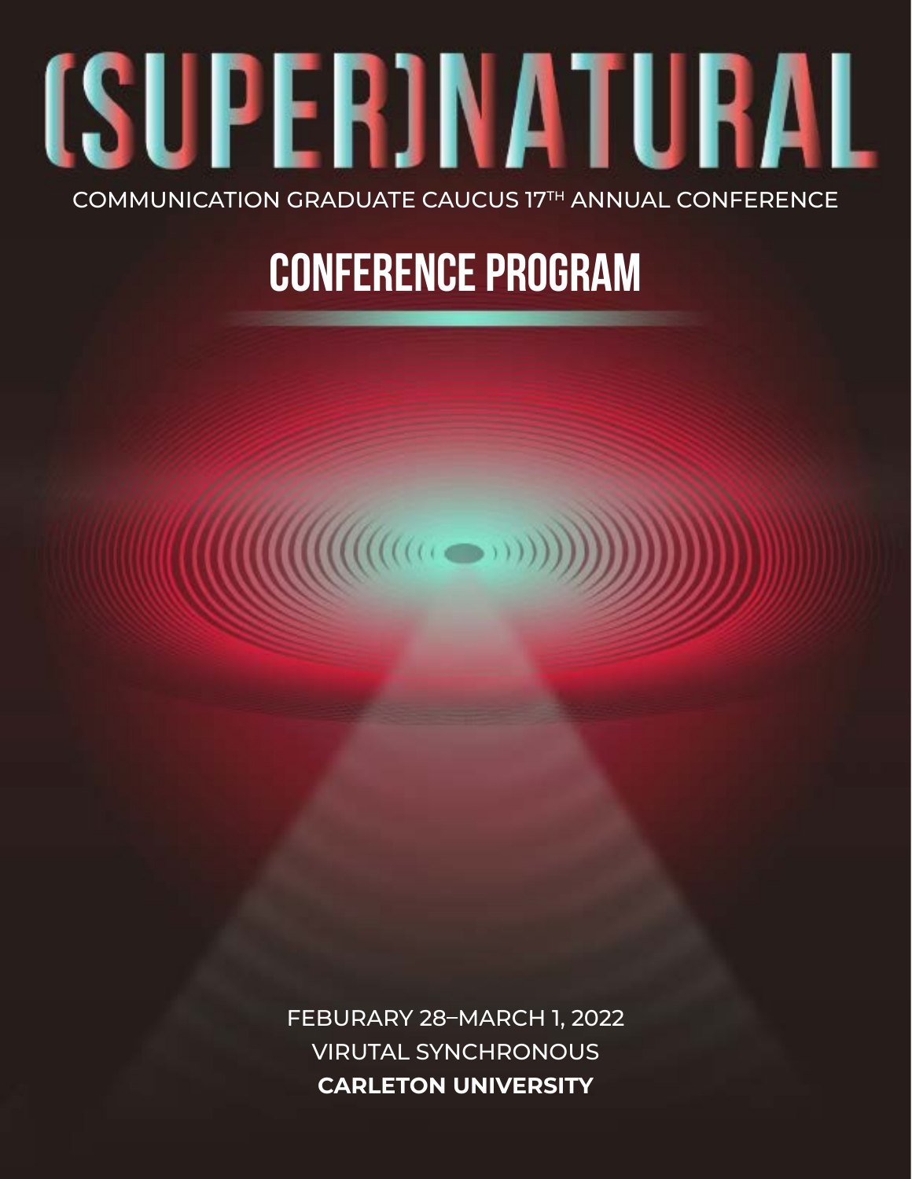# (SUPER)NATURAL

COMMUNICATION GRADUATE CAUCUS 17TH ANNUAL CONFERENCE

## CONFERENCE PROGRAM

FEBURARY 28–MARCH 1, 2022

VIRUTAL SYNCHRONOUS

**CARLETON UNIVERSITY**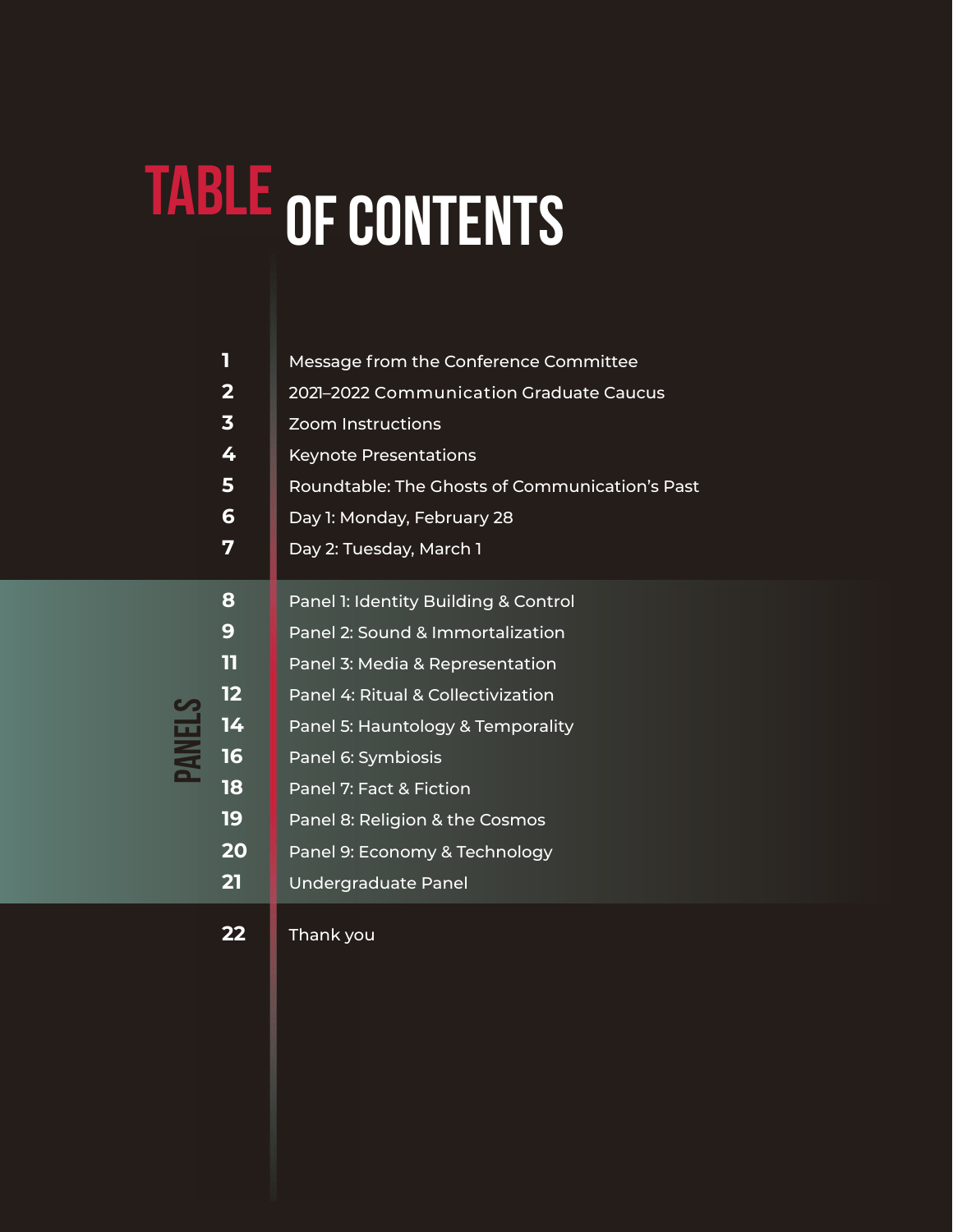# TABLE OF CONTENTS

| | |
|---|---|
| 1 | Message from the Conference Committee |
| 2 | 2021–2022 Communication Graduate Caucus |
| 3 | Zoom Instructions |
| 4 | Keynote Presentations |
| 5 | Roundtable: The Ghosts of Communication's Past |
| 6 | Day 1: Monday, February 28 |
| 7 | Day 2: Tuesday, March 1 |

## PANELS

| | |
|---|---|
| 8 | Panel 1: Identity Building & Control |
| 9 | Panel 2: Sound & Immortalization |
| 11 | Panel 3: Media & Representation |
| 12 | Panel 4: Ritual & Collectivization |
| 14 | Panel 5: Hauntology & Temporality |
| 16 | Panel 6: Symbiosis |
| 18 | Panel 7: Fact & Fiction |
| 19 | Panel 8: Religion & the Cosmos |
| 20 | Panel 9: Economy & Technology |
| 21 | Undergraduate Panel |

| | |
|---|---|
| 22 | Thank you |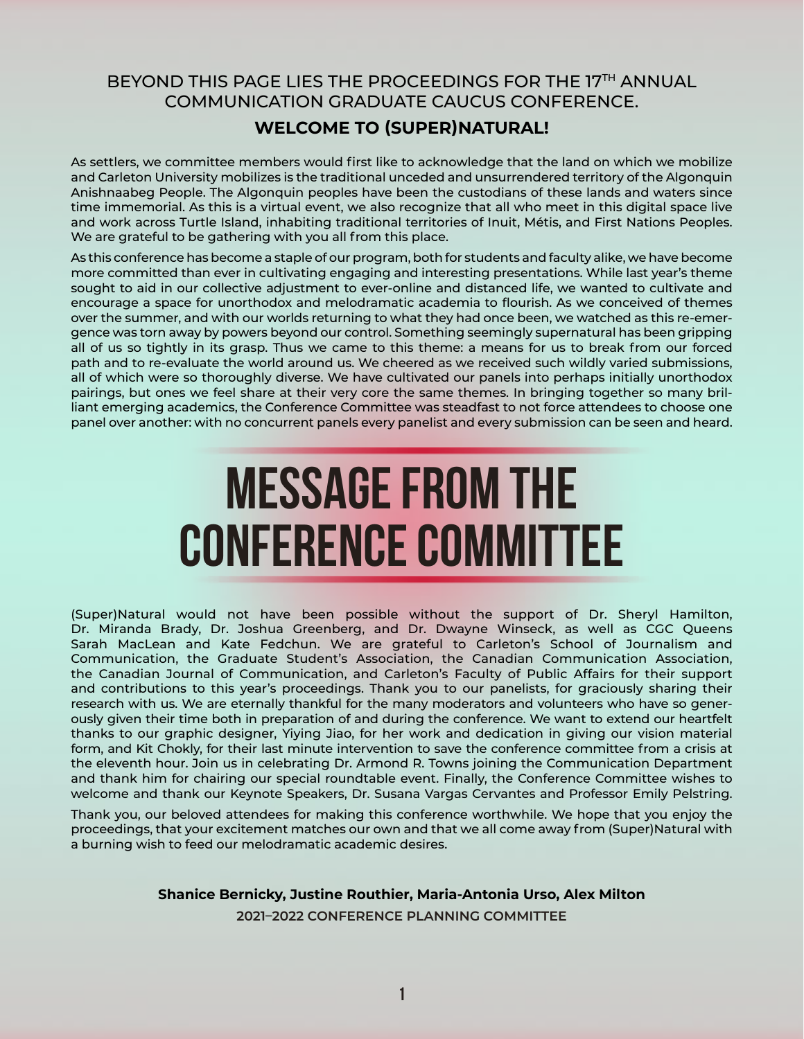BEYOND THIS PAGE LIES THE PROCEEDINGS FOR THE 17TH ANNUAL COMMUNICATION GRADUATE CAUCUS CONFERENCE.

**WELCOME TO (SUPER)NATURAL!**

As settlers, we committee members would first like to acknowledge that the land on which we mobilize and Carleton University mobilizes is the traditional unceded and unsurrendered territory of the Algonquin Anishnaabeg People. The Algonquin peoples have been the custodians of these lands and waters since time immemorial. As this is a virtual event, we also recognize that all who meet in this digital space live and work across Turtle Island, inhabiting traditional territories of Inuit, Métis, and First Nations Peoples. We are grateful to be gathering with you all from this place.

As this conference has become a staple of our program, both for students and faculty alike, we have become more committed than ever in cultivating engaging and interesting presentations. While last year's theme sought to aid in our collective adjustment to ever-online and distanced life, we wanted to cultivate and encourage a space for unorthodox and melodramatic academia to flourish. As we conceived of themes over the summer, and with our worlds returning to what they had once been, we watched as this re-emergence was torn away by powers beyond our control. Something seemingly supernatural has been gripping all of us so tightly in its grasp. Thus we came to this theme: a means for us to break from our forced path and to re-evaluate the world around us. We cheered as we received such wildly varied submissions, all of which were so thoroughly diverse. We have cultivated our panels into perhaps initially unorthodox pairings, but ones we feel share at their very core the same themes. In bringing together so many brilliant emerging academics, the Conference Committee was steadfast to not force attendees to choose one panel over another: with no concurrent panels every panelist and every submission can be seen and heard.

# MESSAGE FROM THE CONFERENCE COMMITTEE

(Super)Natural would not have been possible without the support of Dr. Sheryl Hamilton, Dr. Miranda Brady, Dr. Joshua Greenberg, and Dr. Dwayne Winseck, as well as CGC Queens Sarah MacLean and Kate Fedchun. We are grateful to Carleton's School of Journalism and Communication, the Graduate Student's Association, the Canadian Communication Association, the Canadian Journal of Communication, and Carleton's Faculty of Public Affairs for their support and contributions to this year's proceedings. Thank you to our panelists, for graciously sharing their research with us. We are eternally thankful for the many moderators and volunteers who have so generously given their time both in preparation of and during the conference. We want to extend our heartfelt thanks to our graphic designer, Yiying Jiao, for her work and dedication in giving our vision material form, and Kit Chokly, for their last minute intervention to save the conference committee from a crisis at the eleventh hour. Join us in celebrating Dr. Armond R. Towns joining the Communication Department and thank him for chairing our special roundtable event. Finally, the Conference Committee wishes to welcome and thank our Keynote Speakers, Dr. Susana Vargas Cervantes and Professor Emily Pelstring.

Thank you, our beloved attendees for making this conference worthwhile. We hope that you enjoy the proceedings, that your excitement matches our own and that we all come away from (Super)Natural with a burning wish to feed our melodramatic academic desires.

**Shanice Bernicky, Justine Routhier, Maria-Antonia Urso, Alex Milton**

2021–2022 CONFERENCE PLANNING COMMITTEE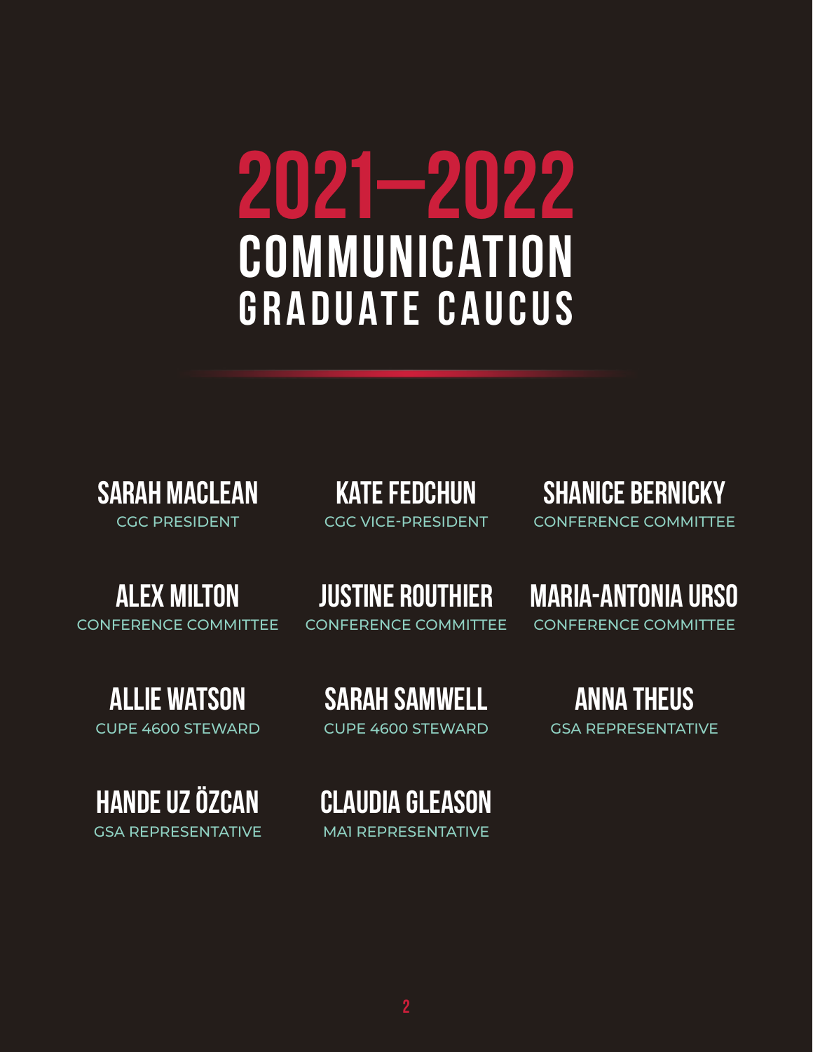# 2021—2022 COMMUNICATION GRADUATE CAUCUS

**SARAH MACLEAN**
CGC PRESIDENT

**KATE FEDCHUN**
CGC VICE-PRESIDENT

**SHANICE BERNICKY**
CONFERENCE COMMITTEE

**ALEX MILTON**
CONFERENCE COMMITTEE

**JUSTINE ROUTHIER**
CONFERENCE COMMITTEE

**MARIA-ANTONIA URSO**
CONFERENCE COMMITTEE

**ALLIE WATSON**
CUPE 4600 STEWARD

**SARAH SAMWELL**
CUPE 4600 STEWARD

**ANNA THEUS**
GSA REPRESENTATIVE

**HANDE UZ ÖZCAN**
GSA REPRESENTATIVE

**CLAUDIA GLEASON**
MA1 REPRESENTATIVE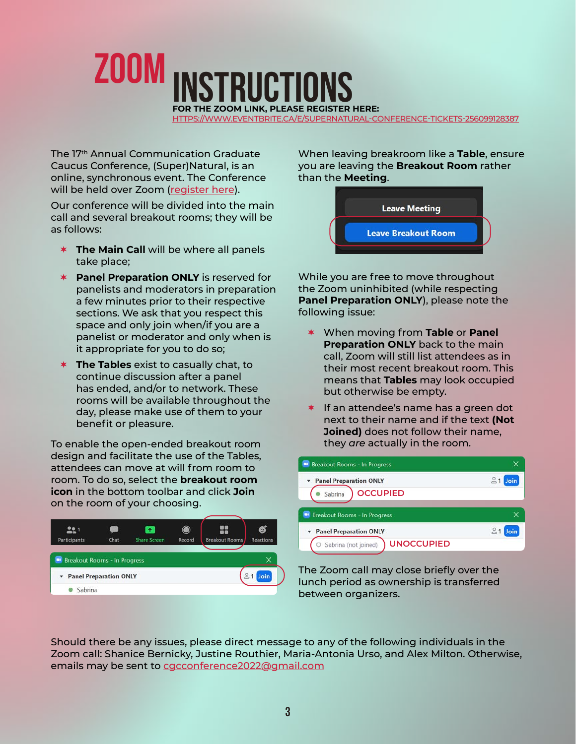# ZOOM INSTRUCTIONS

**FOR THE ZOOM LINK, PLEASE REGISTER HERE:**
HTTPS://WWW.EVENTBRITE.CA/E/SUPERNATURAL-CONFERENCE-TICKETS-256099128387

The 17th Annual Communication Graduate Caucus Conference, (Super)Natural, is an online, synchronous event. The Conference will be held over Zoom (register here).

Our conference will be divided into the main call and several breakout rooms; they will be as follows:

- **The Main Call** will be where all panels take place;
- **Panel Preparation ONLY** is reserved for panelists and moderators in preparation a few minutes prior to their respective sections. We ask that you respect this space and only join when/if you are a panelist or moderator and only when is it appropriate for you to do so;
- **The Tables** exist to casually chat, to continue discussion after a panel has ended, and/or to network. These rooms will be available throughout the day, please make use of them to your benefit or pleasure.

To enable the open-ended breakout room design and facilitate the use of the Tables, attendees can move at will from room to room. To do so, select the **breakout room icon** in the bottom toolbar and click **Join** on the room of your choosing.

When leaving breakroom like a **Table**, ensure you are leaving the **Breakout Room** rather than the **Meeting**.

While you are free to move throughout the Zoom uninhibited (while respecting **Panel Preparation ONLY**), please note the following issue:

- When moving from **Table** or **Panel Preparation ONLY** back to the main call, Zoom will still list attendees as in their most recent breakout room. This means that **Tables** may look occupied but otherwise be empty.
- If an attendee's name has a green dot next to their name and if the text **(Not Joined)** does not follow their name, they *are* actually in the room.

OCCUPIED

UNOCCUPIED

The Zoom call may close briefly over the lunch period as ownership is transferred between organizers.

Should there be any issues, please direct message to any of the following individuals in the Zoom call: Shanice Bernicky, Justine Routhier, Maria-Antonia Urso, and Alex Milton. Otherwise, emails may be sent to cgcconference2022@gmail.com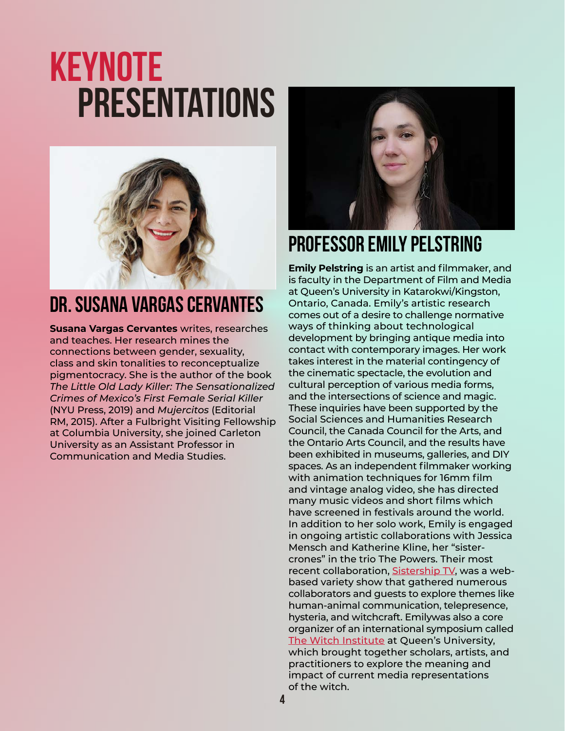# KEYNOTE PRESENTATIONS

## DR. SUSANA VARGAS CERVANTES

**Susana Vargas Cervantes** writes, researches and teaches. Her research mines the connections between gender, sexuality, class and skin tonalities to reconceptualize pigmentocracy. She is the author of the book *The Little Old Lady Killer: The Sensationalized Crimes of Mexico's First Female Serial Killer* (NYU Press, 2019) and *Mujercitos* (Editorial RM, 2015). After a Fulbright Visiting Fellowship at Columbia University, she joined Carleton University as an Assistant Professor in Communication and Media Studies.

## PROFESSOR EMILY PELSTRING

**Emily Pelstring** is an artist and filmmaker, and is faculty in the Department of Film and Media at Queen's University in Katarokwi/Kingston, Ontario, Canada. Emily's artistic research comes out of a desire to challenge normative ways of thinking about technological development by bringing antique media into contact with contemporary images. Her work takes interest in the material contingency of the cinematic spectacle, the evolution and cultural perception of various media forms, and the intersections of science and magic. These inquiries have been supported by the Social Sciences and Humanities Research Council, the Canada Council for the Arts, and the Ontario Arts Council, and the results have been exhibited in museums, galleries, and DIY spaces. As an independent filmmaker working with animation techniques for 16mm film and vintage analog video, she has directed many music videos and short films which have screened in festivals around the world. In addition to her solo work, Emily is engaged in ongoing artistic collaborations with Jessica Mensch and Katherine Kline, her "sister-crones" in the trio The Powers. Their most recent collaboration, Sistership TV, was a web-based variety show that gathered numerous collaborators and guests to explore themes like human-animal communication, telepresence, hysteria, and witchcraft. Emilywas also a core organizer of an international symposium called The Witch Institute at Queen's University, which brought together scholars, artists, and practitioners to explore the meaning and impact of current media representations of the witch.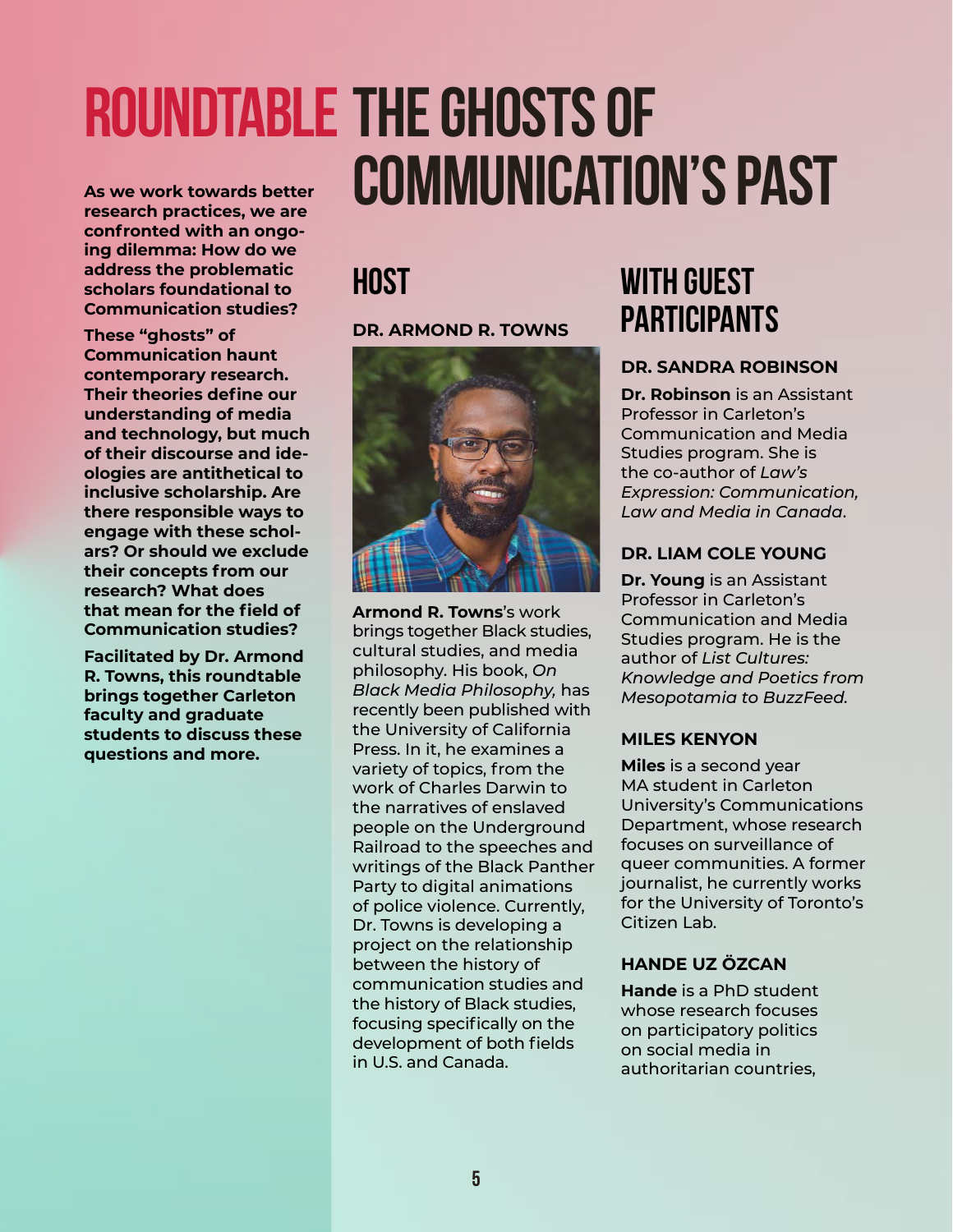# ROUNDTABLE THE GHOSTS OF COMMUNICATION'S PAST

**As we work towards better research practices, we are confronted with an ongoing dilemma: How do we address the problematic scholars foundational to Communication studies?**

**These "ghosts" of Communication haunt contemporary research. Their theories define our understanding of media and technology, but much of their discourse and ideologies are antithetical to inclusive scholarship. Are there responsible ways to engage with these scholars? Or should we exclude their concepts from our research? What does that mean for the field of Communication studies?**

**Facilitated by Dr. Armond R. Towns, this roundtable brings together Carleton faculty and graduate students to discuss these questions and more.**

## HOST

### DR. ARMOND R. TOWNS

**Armond R. Towns**'s work brings together Black studies, cultural studies, and media philosophy. His book, *On Black Media Philosophy,* has recently been published with the University of California Press. In it, he examines a variety of topics, from the work of Charles Darwin to the narratives of enslaved people on the Underground Railroad to the speeches and writings of the Black Panther Party to digital animations of police violence. Currently, Dr. Towns is developing a project on the relationship between the history of communication studies and the history of Black studies, focusing specifically on the development of both fields in U.S. and Canada.

## WITH GUEST PARTICIPANTS

### DR. SANDRA ROBINSON

**Dr. Robinson** is an Assistant Professor in Carleton's Communication and Media Studies program. She is the co-author of *Law's Expression: Communication, Law and Media in Canada*.

### DR. LIAM COLE YOUNG

**Dr. Young** is an Assistant Professor in Carleton's Communication and Media Studies program. He is the author of *List Cultures: Knowledge and Poetics from Mesopotamia to BuzzFeed.*

### MILES KENYON

**Miles** is a second year MA student in Carleton University's Communications Department, whose research focuses on surveillance of queer communities. A former journalist, he currently works for the University of Toronto's Citizen Lab.

### HANDE UZ ÖZCAN

**Hande** is a PhD student whose research focuses on participatory politics on social media in authoritarian countries,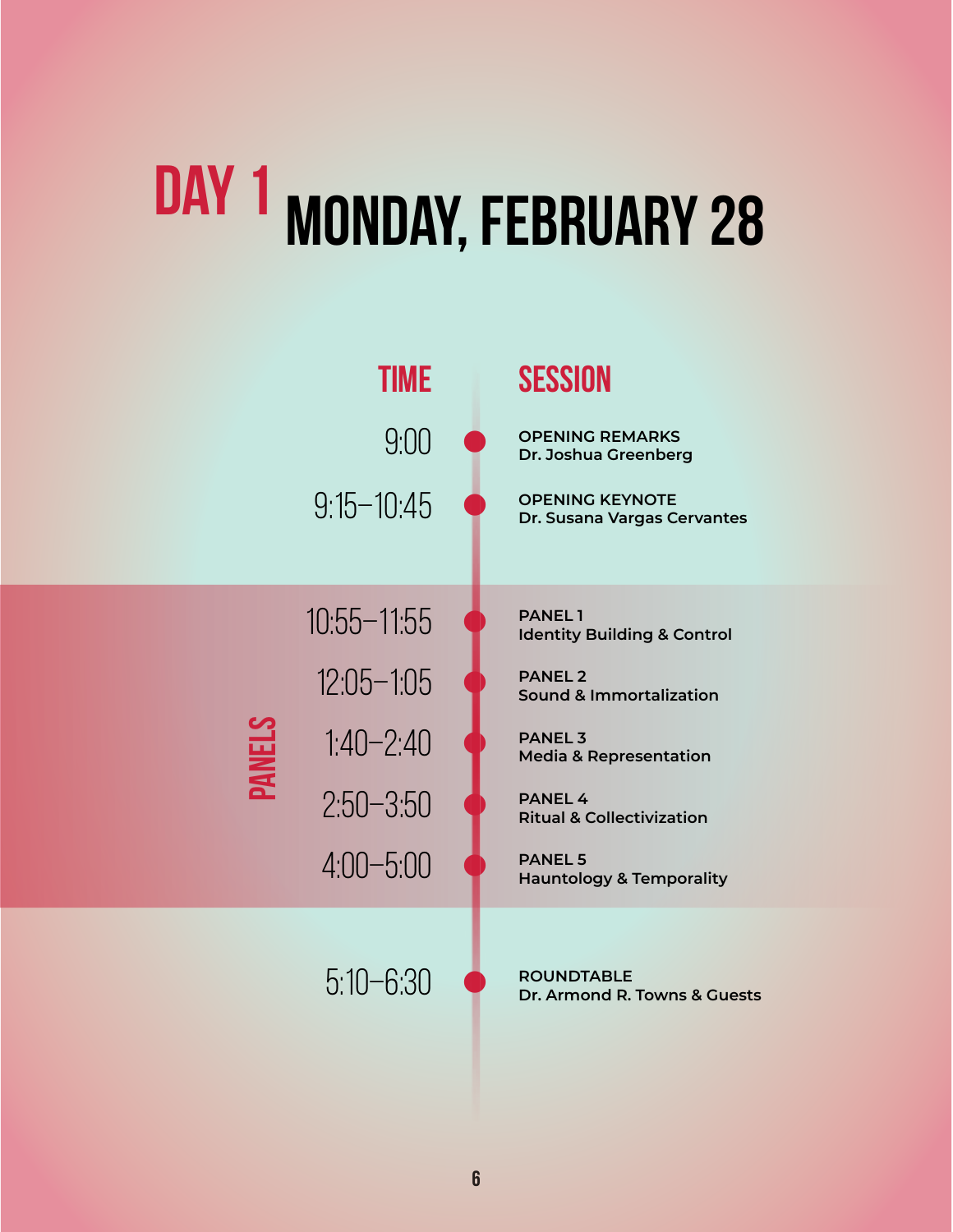# DAY 1 MONDAY, FEBRUARY 28

| TIME | SESSION |
| --- | --- |
| 9:00 | **OPENING REMARKS**<br>**Dr. Joshua Greenberg** |
| 9:15–10:45 | **OPENING KEYNOTE**<br>**Dr. Susana Vargas Cervantes** |

**PANELS**

| TIME | SESSION |
| --- | --- |
| 10:55–11:55 | **PANEL 1**<br>**Identity Building & Control** |
| 12:05–1:05 | **PANEL 2**<br>**Sound & Immortalization** |
| 1:40–2:40 | **PANEL 3**<br>**Media & Representation** |
| 2:50–3:50 | **PANEL 4**<br>**Ritual & Collectivization** |
| 4:00–5:00 | **PANEL 5**<br>**Hauntology & Temporality** |

| TIME | SESSION |
| --- | --- |
| 5:10–6:30 | **ROUNDTABLE**<br>**Dr. Armond R. Towns & Guests** |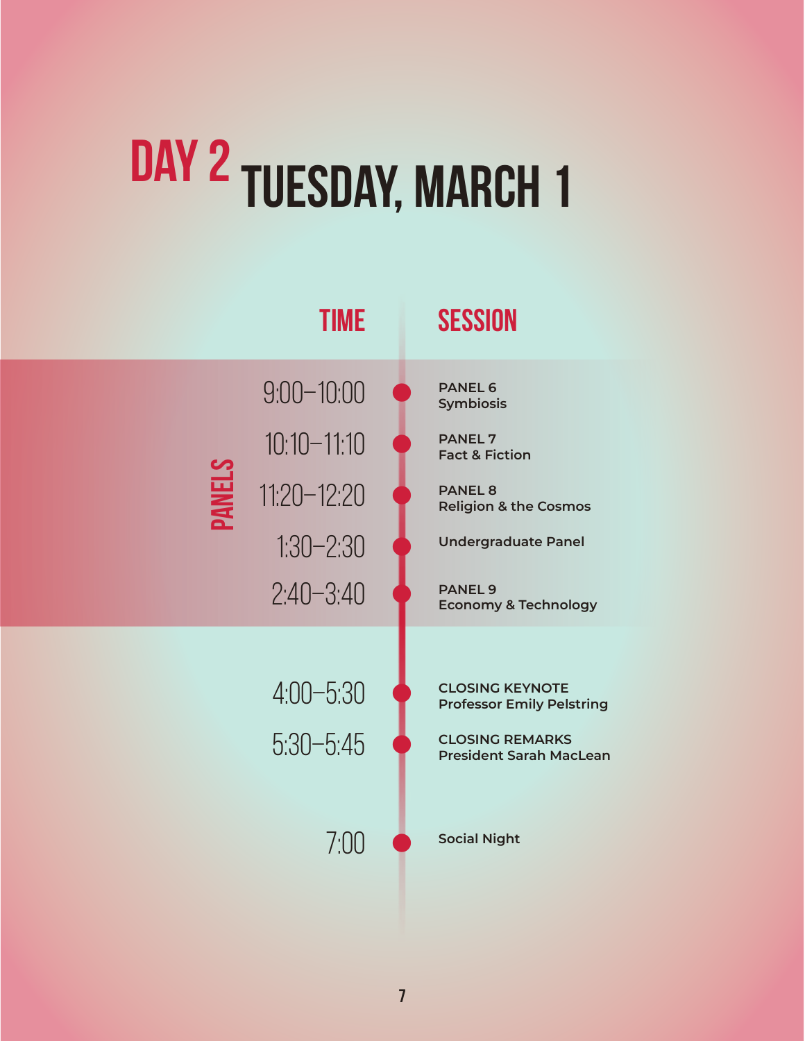# DAY 2 TUESDAY, MARCH 1

| | TIME | SESSION |
|---|---|---|
| PANELS | 9:00–10:00 | **PANEL 6** **Symbiosis** |
| | 10:10–11:10 | **PANEL 7** **Fact & Fiction** |
| | 11:20–12:20 | **PANEL 8** **Religion & the Cosmos** |
| | 1:30–2:30 | **Undergraduate Panel** |
| | 2:40–3:40 | **PANEL 9** **Economy & Technology** |
| | 4:00–5:30 | **CLOSING KEYNOTE** **Professor Emily Pelstring** |
| | 5:30–5:45 | **CLOSING REMARKS** **President Sarah MacLean** |
| | 7:00 | **Social Night** |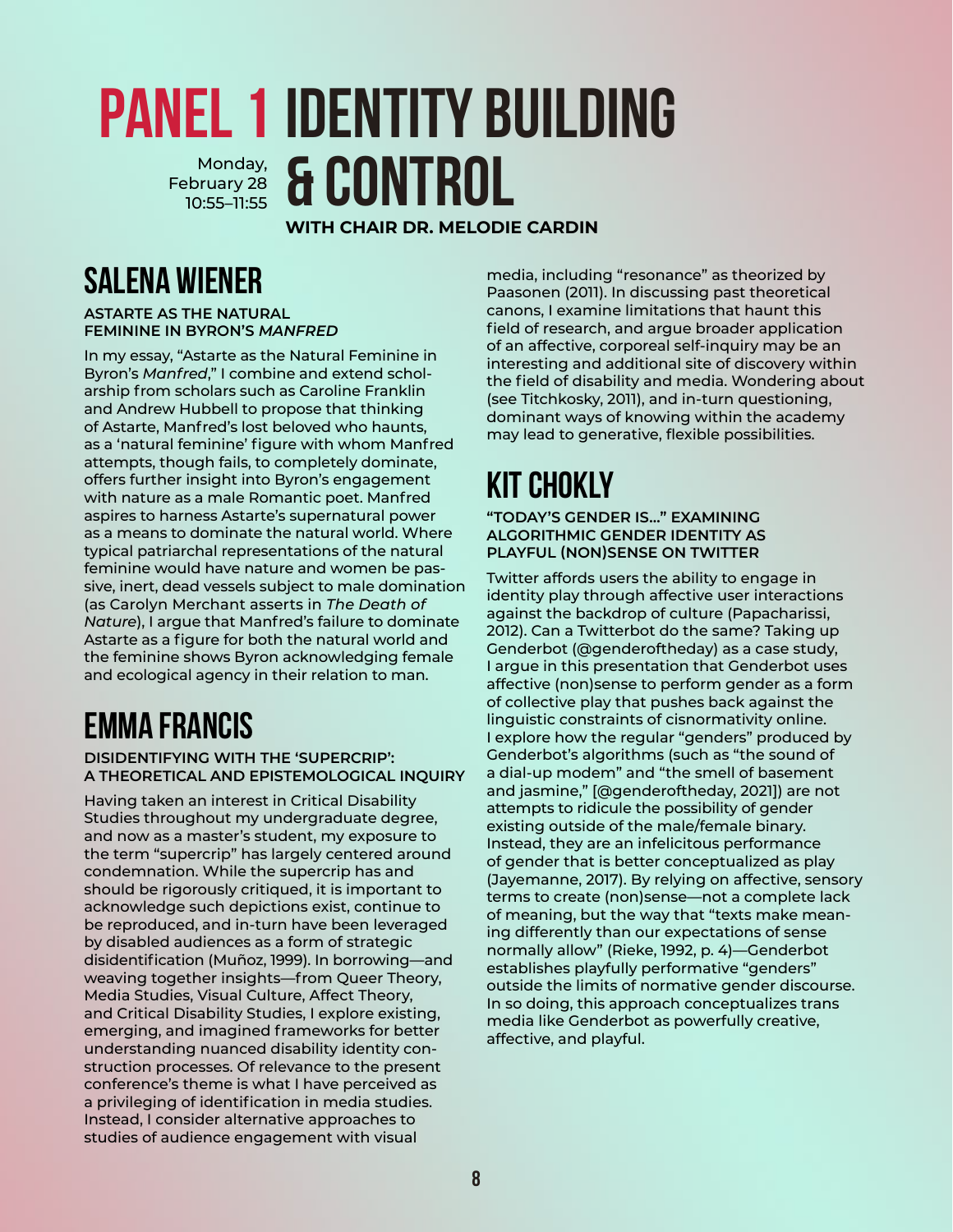# PANEL 1 IDENTITY BUILDING & CONTROL

Monday, February 28 10:55–11:55

**WITH CHAIR DR. MELODIE CARDIN**

## SALENA WIENER

### ASTARTE AS THE NATURAL FEMININE IN BYRON'S *MANFRED*

In my essay, "Astarte as the Natural Feminine in Byron's *Manfred*," I combine and extend scholarship from scholars such as Caroline Franklin and Andrew Hubbell to propose that thinking of Astarte, Manfred's lost beloved who haunts, as a 'natural feminine' figure with whom Manfred attempts, though fails, to completely dominate, offers further insight into Byron's engagement with nature as a male Romantic poet. Manfred aspires to harness Astarte's supernatural power as a means to dominate the natural world. Where typical patriarchal representations of the natural feminine would have nature and women be passive, inert, dead vessels subject to male domination (as Carolyn Merchant asserts in *The Death of Nature*), I argue that Manfred's failure to dominate Astarte as a figure for both the natural world and the feminine shows Byron acknowledging female and ecological agency in their relation to man.

## EMMA FRANCIS

### DISIDENTIFYING WITH THE 'SUPERCRIP': A THEORETICAL AND EPISTEMOLOGICAL INQUIRY

Having taken an interest in Critical Disability Studies throughout my undergraduate degree, and now as a master's student, my exposure to the term "supercrip" has largely centered around condemnation. While the supercrip has and should be rigorously critiqued, it is important to acknowledge such depictions exist, continue to be reproduced, and in-turn have been leveraged by disabled audiences as a form of strategic disidentification (Muñoz, 1999). In borrowing—and weaving together insights—from Queer Theory, Media Studies, Visual Culture, Affect Theory, and Critical Disability Studies, I explore existing, emerging, and imagined frameworks for better understanding nuanced disability identity construction processes. Of relevance to the present conference's theme is what I have perceived as a privileging of identification in media studies. Instead, I consider alternative approaches to studies of audience engagement with visual media, including "resonance" as theorized by Paasonen (2011). In discussing past theoretical canons, I examine limitations that haunt this field of research, and argue broader application of an affective, corporeal self-inquiry may be an interesting and additional site of discovery within the field of disability and media. Wondering about (see Titchkosky, 2011), and in-turn questioning, dominant ways of knowing within the academy may lead to generative, flexible possibilities.

## KIT CHOKLY

### "TODAY'S GENDER IS..." EXAMINING ALGORITHMIC GENDER IDENTITY AS PLAYFUL (NON)SENSE ON TWITTER

Twitter affords users the ability to engage in identity play through affective user interactions against the backdrop of culture (Papacharissi, 2012). Can a Twitterbot do the same? Taking up Genderbot (@genderoftheday) as a case study, I argue in this presentation that Genderbot uses affective (non)sense to perform gender as a form of collective play that pushes back against the linguistic constraints of cisnormativity online. I explore how the regular "genders" produced by Genderbot's algorithms (such as "the sound of a dial-up modem" and "the smell of basement and jasmine," [@genderoftheday, 2021]) are not attempts to ridicule the possibility of gender existing outside of the male/female binary. Instead, they are an infelicitous performance of gender that is better conceptualized as play (Jayemanne, 2017). By relying on affective, sensory terms to create (non)sense—not a complete lack of meaning, but the way that "texts make meaning differently than our expectations of sense normally allow" (Rieke, 1992, p. 4)—Genderbot establishes playfully performative "genders" outside the limits of normative gender discourse. In so doing, this approach conceptualizes trans media like Genderbot as powerfully creative, affective, and playful.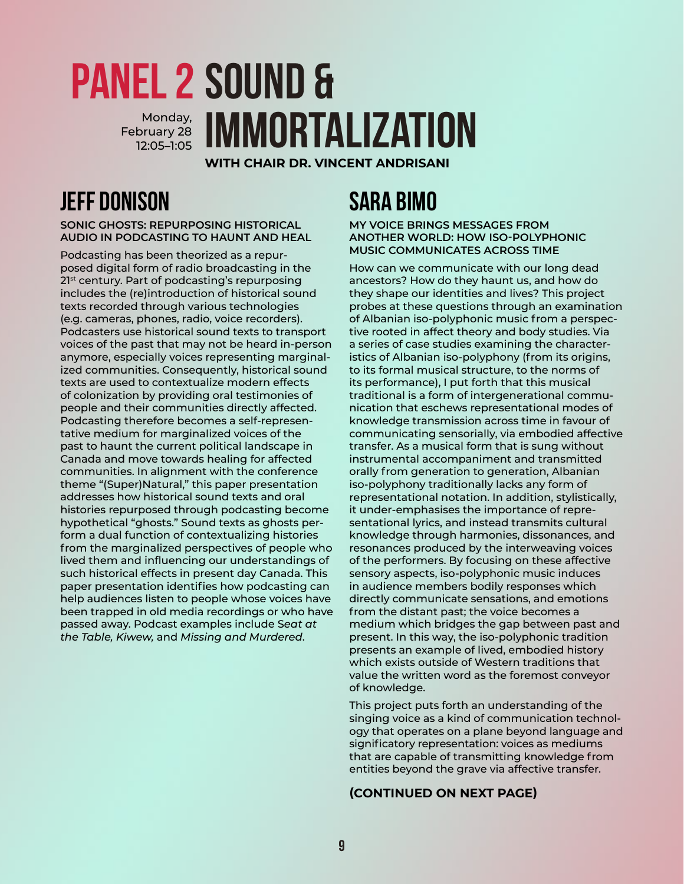# PANEL 2 SOUND & IMMORTALIZATION

Monday, February 28 12:05–1:05

**WITH CHAIR DR. VINCENT ANDRISANI**

## JEFF DONISON

**SONIC GHOSTS: REPURPOSING HISTORICAL AUDIO IN PODCASTING TO HAUNT AND HEAL**

Podcasting has been theorized as a repurposed digital form of radio broadcasting in the 21st century. Part of podcasting's repurposing includes the (re)introduction of historical sound texts recorded through various technologies (e.g. cameras, phones, radio, voice recorders). Podcasters use historical sound texts to transport voices of the past that may not be heard in-person anymore, especially voices representing marginalized communities. Consequently, historical sound texts are used to contextualize modern effects of colonization by providing oral testimonies of people and their communities directly affected. Podcasting therefore becomes a self-representative medium for marginalized voices of the past to haunt the current political landscape in Canada and move towards healing for affected communities. In alignment with the conference theme "(Super)Natural," this paper presentation addresses how historical sound texts and oral histories repurposed through podcasting become hypothetical "ghosts." Sound texts as ghosts perform a dual function of contextualizing histories from the marginalized perspectives of people who lived them and influencing our understandings of such historical effects in present day Canada. This paper presentation identifies how podcasting can help audiences listen to people whose voices have been trapped in old media recordings or who have passed away. Podcast examples include *Seat at the Table, Kiwew,* and *Missing and Murdered*.

## SARA BIMO

**MY VOICE BRINGS MESSAGES FROM ANOTHER WORLD: HOW ISO-POLYPHONIC MUSIC COMMUNICATES ACROSS TIME**

How can we communicate with our long dead ancestors? How do they haunt us, and how do they shape our identities and lives? This project probes at these questions through an examination of Albanian iso-polyphonic music from a perspective rooted in affect theory and body studies. Via a series of case studies examining the characteristics of Albanian iso-polyphony (from its origins, to its formal musical structure, to the norms of its performance), I put forth that this musical traditional is a form of intergenerational communication that eschews representational modes of knowledge transmission across time in favour of communicating sensorially, via embodied affective transfer. As a musical form that is sung without instrumental accompaniment and transmitted orally from generation to generation, Albanian iso-polyphony traditionally lacks any form of representational notation. In addition, stylistically, it under-emphasises the importance of representational lyrics, and instead transmits cultural knowledge through harmonies, dissonances, and resonances produced by the interweaving voices of the performers. By focusing on these affective sensory aspects, iso-polyphonic music induces in audience members bodily responses which directly communicate sensations, and emotions from the distant past; the voice becomes a medium which bridges the gap between past and present. In this way, the iso-polyphonic tradition presents an example of lived, embodied history which exists outside of Western traditions that value the written word as the foremost conveyor of knowledge.

This project puts forth an understanding of the singing voice as a kind of communication technology that operates on a plane beyond language and significatory representation: voices as mediums that are capable of transmitting knowledge from entities beyond the grave via affective transfer.

**(CONTINUED ON NEXT PAGE)**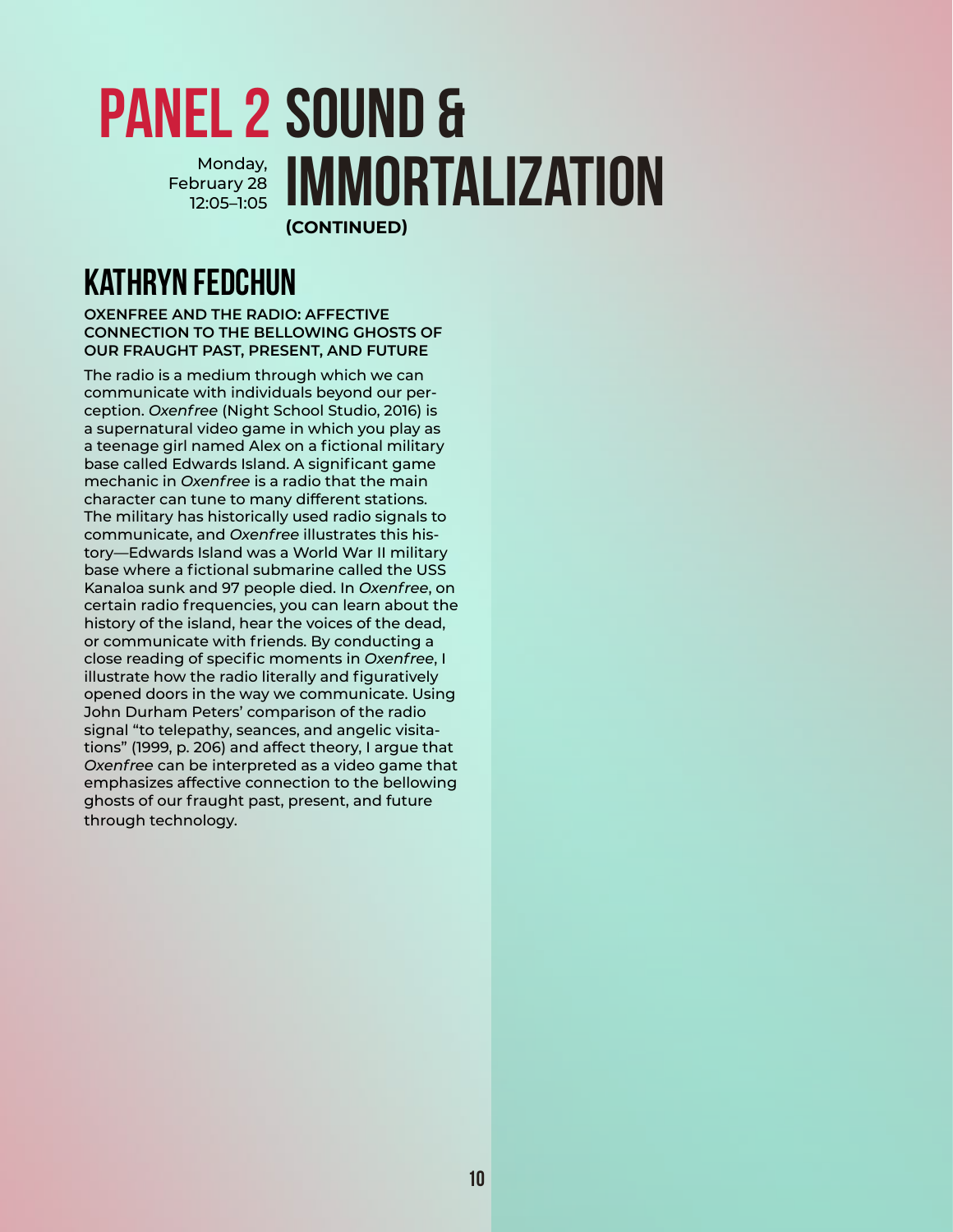# PANEL 2 SOUND & IMMORTALIZATION

Monday, February 28 12:05–1:05

**(CONTINUED)**

## KATHRYN FEDCHUN

**OXENFREE AND THE RADIO: AFFECTIVE CONNECTION TO THE BELLOWING GHOSTS OF OUR FRAUGHT PAST, PRESENT, AND FUTURE**

The radio is a medium through which we can communicate with individuals beyond our perception. *Oxenfree* (Night School Studio, 2016) is a supernatural video game in which you play as a teenage girl named Alex on a fictional military base called Edwards Island. A significant game mechanic in *Oxenfree* is a radio that the main character can tune to many different stations. The military has historically used radio signals to communicate, and *Oxenfree* illustrates this history—Edwards Island was a World War II military base where a fictional submarine called the USS Kanaloa sunk and 97 people died. In *Oxenfree*, on certain radio frequencies, you can learn about the history of the island, hear the voices of the dead, or communicate with friends. By conducting a close reading of specific moments in *Oxenfree*, I illustrate how the radio literally and figuratively opened doors in the way we communicate. Using John Durham Peters' comparison of the radio signal "to telepathy, seances, and angelic visitations" (1999, p. 206) and affect theory, I argue that *Oxenfree* can be interpreted as a video game that emphasizes affective connection to the bellowing ghosts of our fraught past, present, and future through technology.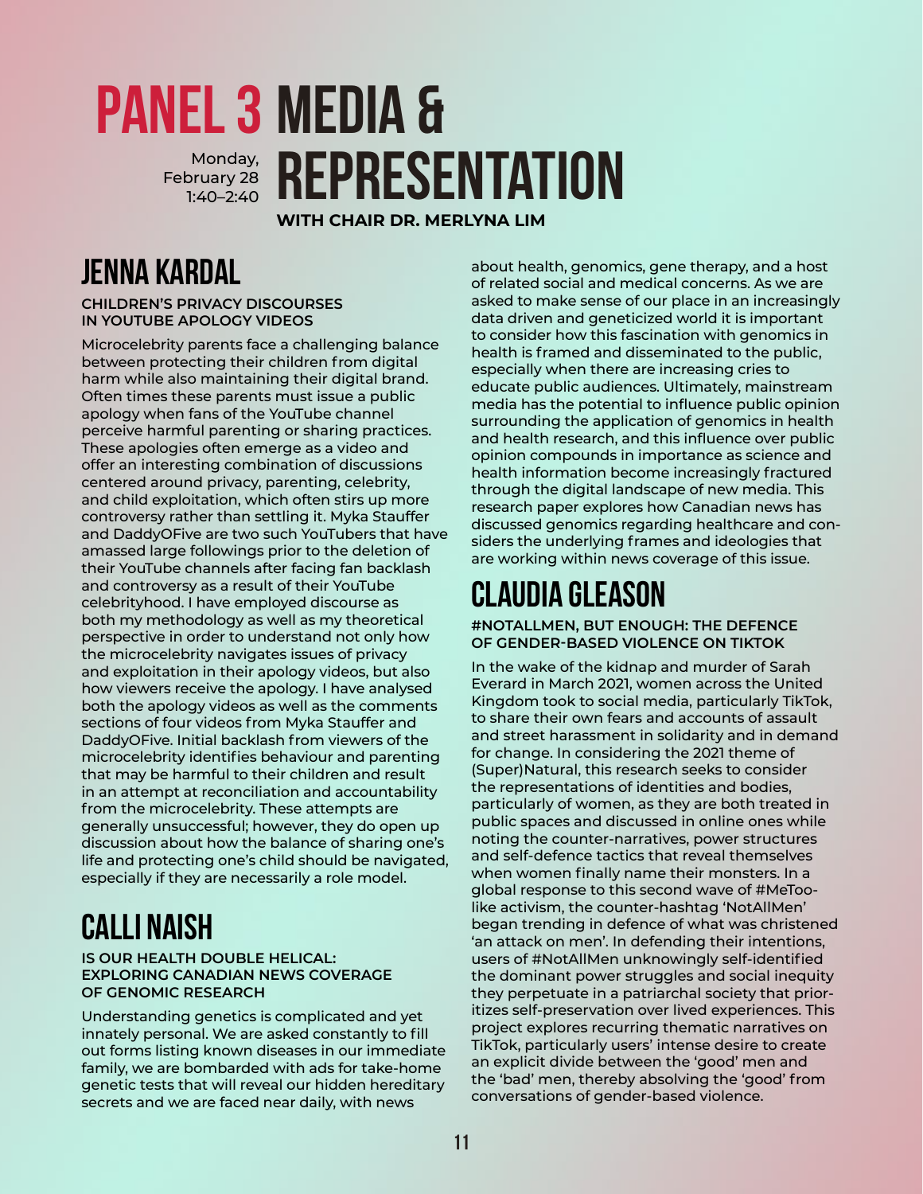# PANEL 3 MEDIA & REPRESENTATION

Monday, February 28
1:40–2:40

**WITH CHAIR DR. MERLYNA LIM**

## JENNA KARDAL

**CHILDREN'S PRIVACY DISCOURSES IN YOUTUBE APOLOGY VIDEOS**

Microcelebrity parents face a challenging balance between protecting their children from digital harm while also maintaining their digital brand. Often times these parents must issue a public apology when fans of the YouTube channel perceive harmful parenting or sharing practices. These apologies often emerge as a video and offer an interesting combination of discussions centered around privacy, parenting, celebrity, and child exploitation, which often stirs up more controversy rather than settling it. Myka Stauffer and DaddyOFive are two such YouTubers that have amassed large followings prior to the deletion of their YouTube channels after facing fan backlash and controversy as a result of their YouTube celebrityhood. I have employed discourse as both my methodology as well as my theoretical perspective in order to understand not only how the microcelebrity navigates issues of privacy and exploitation in their apology videos, but also how viewers receive the apology. I have analysed both the apology videos as well as the comments sections of four videos from Myka Stauffer and DaddyOFive. Initial backlash from viewers of the microcelebrity identifies behaviour and parenting that may be harmful to their children and result in an attempt at reconciliation and accountability from the microcelebrity. These attempts are generally unsuccessful; however, they do open up discussion about how the balance of sharing one's life and protecting one's child should be navigated, especially if they are necessarily a role model.

## CALLI NAISH

**IS OUR HEALTH DOUBLE HELICAL: EXPLORING CANADIAN NEWS COVERAGE OF GENOMIC RESEARCH**

Understanding genetics is complicated and yet innately personal. We are asked constantly to fill out forms listing known diseases in our immediate family, we are bombarded with ads for take-home genetic tests that will reveal our hidden hereditary secrets and we are faced near daily, with news about health, genomics, gene therapy, and a host of related social and medical concerns. As we are asked to make sense of our place in an increasingly data driven and geneticized world it is important to consider how this fascination with genomics in health is framed and disseminated to the public, especially when there are increasing cries to educate public audiences. Ultimately, mainstream media has the potential to influence public opinion surrounding the application of genomics in health and health research, and this influence over public opinion compounds in importance as science and health information become increasingly fractured through the digital landscape of new media. This research paper explores how Canadian news has discussed genomics regarding healthcare and considers the underlying frames and ideologies that are working within news coverage of this issue.

## CLAUDIA GLEASON

**#NOTALLMEN, BUT ENOUGH: THE DEFENCE OF GENDER-BASED VIOLENCE ON TIKTOK**

In the wake of the kidnap and murder of Sarah Everard in March 2021, women across the United Kingdom took to social media, particularly TikTok, to share their own fears and accounts of assault and street harassment in solidarity and in demand for change. In considering the 2021 theme of (Super)Natural, this research seeks to consider the representations of identities and bodies, particularly of women, as they are both treated in public spaces and discussed in online ones while noting the counter-narratives, power structures and self-defence tactics that reveal themselves when women finally name their monsters. In a global response to this second wave of #MeToo-like activism, the counter-hashtag 'NotAllMen' began trending in defence of what was christened 'an attack on men'. In defending their intentions, users of #NotAllMen unknowingly self-identified the dominant power struggles and social inequity they perpetuate in a patriarchal society that prioritizes self-preservation over lived experiences. This project explores recurring thematic narratives on TikTok, particularly users' intense desire to create an explicit divide between the 'good' men and the 'bad' men, thereby absolving the 'good' from conversations of gender-based violence.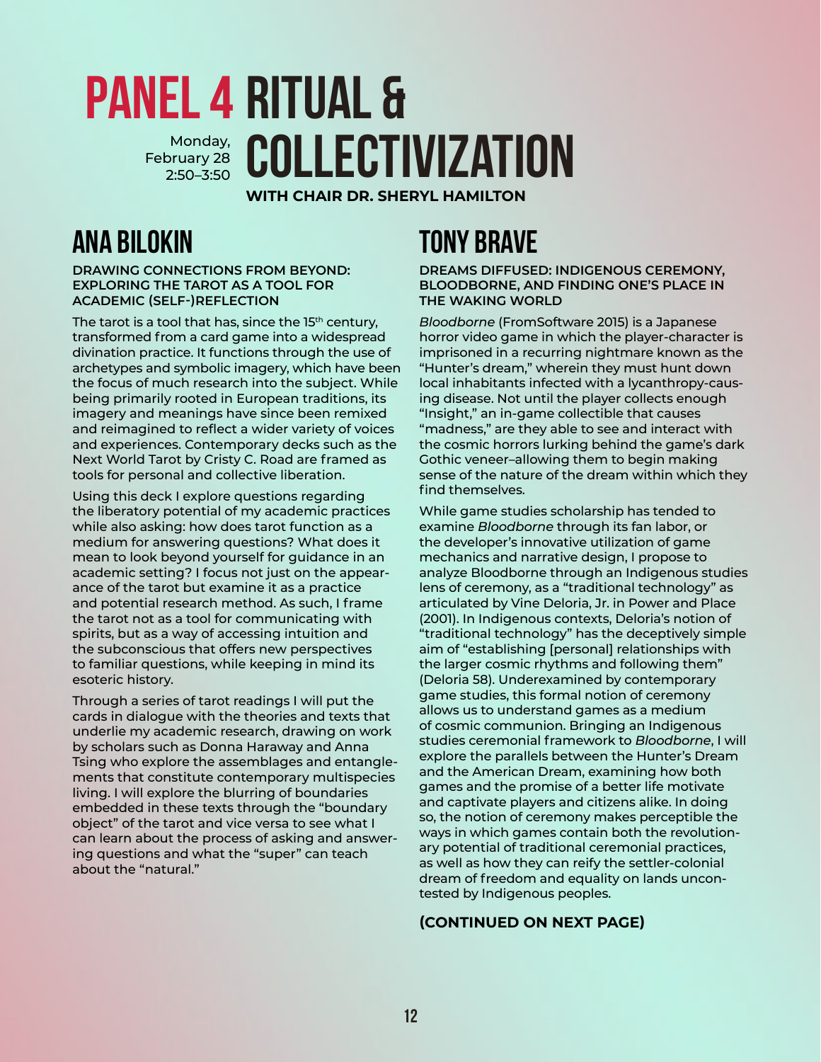# PANEL 4 RITUAL & COLLECTIVIZATION

Monday, February 28
2:50–3:50

**WITH CHAIR DR. SHERYL HAMILTON**

## ANA BILOKIN

**DRAWING CONNECTIONS FROM BEYOND: EXPLORING THE TAROT AS A TOOL FOR ACADEMIC (SELF-)REFLECTION**

The tarot is a tool that has, since the 15th century, transformed from a card game into a widespread divination practice. It functions through the use of archetypes and symbolic imagery, which have been the focus of much research into the subject. While being primarily rooted in European traditions, its imagery and meanings have since been remixed and reimagined to reflect a wider variety of voices and experiences. Contemporary decks such as the Next World Tarot by Cristy C. Road are framed as tools for personal and collective liberation.

Using this deck I explore questions regarding the liberatory potential of my academic practices while also asking: how does tarot function as a medium for answering questions? What does it mean to look beyond yourself for guidance in an academic setting? I focus not just on the appearance of the tarot but examine it as a practice and potential research method. As such, I frame the tarot not as a tool for communicating with spirits, but as a way of accessing intuition and the subconscious that offers new perspectives to familiar questions, while keeping in mind its esoteric history.

Through a series of tarot readings I will put the cards in dialogue with the theories and texts that underlie my academic research, drawing on work by scholars such as Donna Haraway and Anna Tsing who explore the assemblages and entanglements that constitute contemporary multispecies living. I will explore the blurring of boundaries embedded in these texts through the "boundary object" of the tarot and vice versa to see what I can learn about the process of asking and answering questions and what the "super" can teach about the "natural."

## TONY BRAVE

**DREAMS DIFFUSED: INDIGENOUS CEREMONY, BLOODBORNE, AND FINDING ONE'S PLACE IN THE WAKING WORLD**

*Bloodborne* (FromSoftware 2015) is a Japanese horror video game in which the player-character is imprisoned in a recurring nightmare known as the "Hunter's dream," wherein they must hunt down local inhabitants infected with a lycanthropy-causing disease. Not until the player collects enough "Insight," an in-game collectible that causes "madness," are they able to see and interact with the cosmic horrors lurking behind the game's dark Gothic veneer–allowing them to begin making sense of the nature of the dream within which they find themselves.

While game studies scholarship has tended to examine *Bloodborne* through its fan labor, or the developer's innovative utilization of game mechanics and narrative design, I propose to analyze Bloodborne through an Indigenous studies lens of ceremony, as a "traditional technology" as articulated by Vine Deloria, Jr. in Power and Place (2001). In Indigenous contexts, Deloria's notion of "traditional technology" has the deceptively simple aim of "establishing [personal] relationships with the larger cosmic rhythms and following them" (Deloria 58). Underexamined by contemporary game studies, this formal notion of ceremony allows us to understand games as a medium of cosmic communion. Bringing an Indigenous studies ceremonial framework to *Bloodborne*, I will explore the parallels between the Hunter's Dream and the American Dream, examining how both games and the promise of a better life motivate and captivate players and citizens alike. In doing so, the notion of ceremony makes perceptible the ways in which games contain both the revolutionary potential of traditional ceremonial practices, as well as how they can reify the settler-colonial dream of freedom and equality on lands uncontested by Indigenous peoples.

**(CONTINUED ON NEXT PAGE)**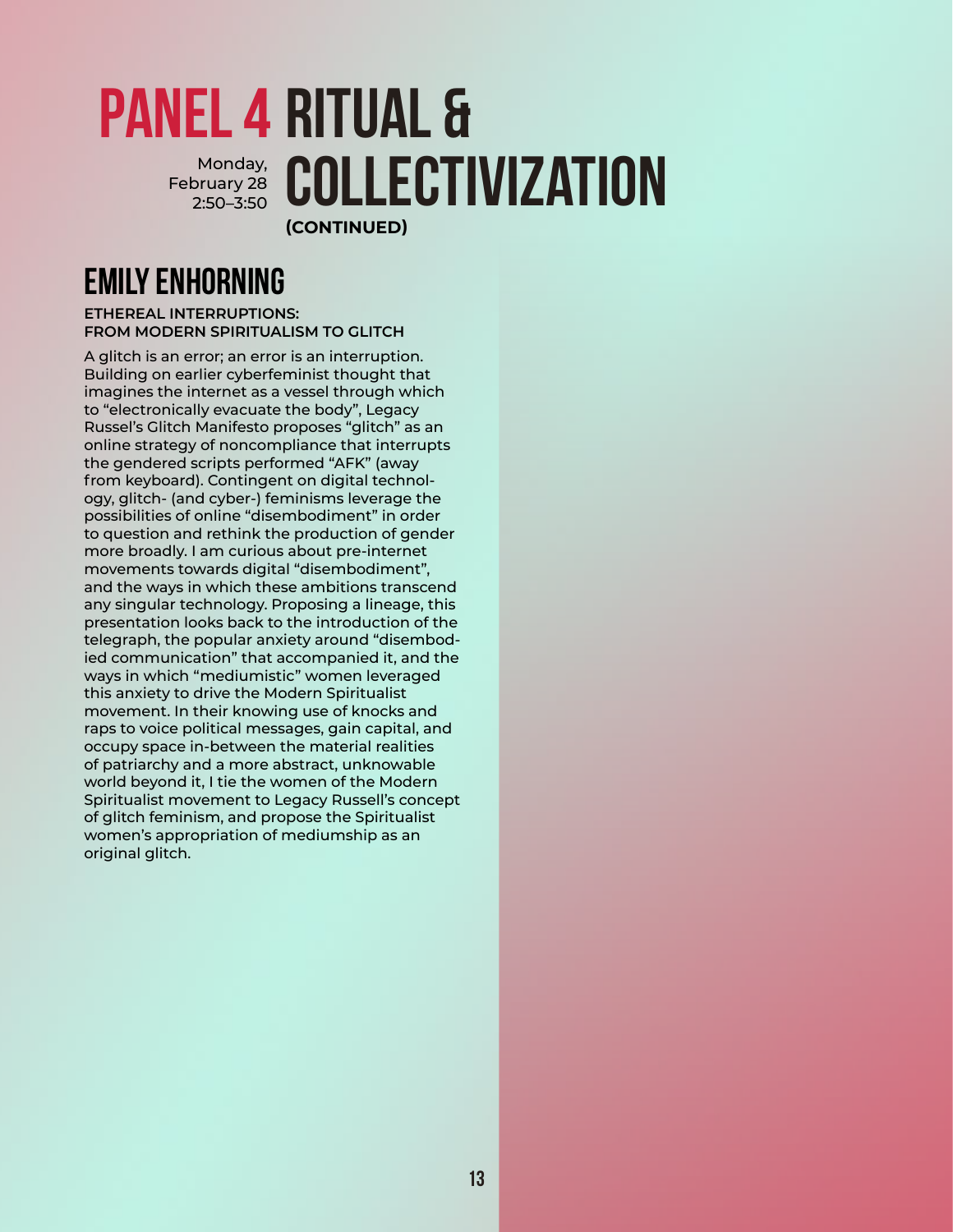# PANEL 4 RITUAL & COLLECTIVIZATION (CONTINUED)

Monday, February 28
2:50–3:50

## EMILY ENHORNING

**ETHEREAL INTERRUPTIONS: FROM MODERN SPIRITUALISM TO GLITCH**

A glitch is an error; an error is an interruption. Building on earlier cyberfeminist thought that imagines the internet as a vessel through which to "electronically evacuate the body", Legacy Russel's Glitch Manifesto proposes "glitch" as an online strategy of noncompliance that interrupts the gendered scripts performed "AFK" (away from keyboard). Contingent on digital technology, glitch- (and cyber-) feminisms leverage the possibilities of online "disembodiment" in order to question and rethink the production of gender more broadly. I am curious about pre-internet movements towards digital "disembodiment", and the ways in which these ambitions transcend any singular technology. Proposing a lineage, this presentation looks back to the introduction of the telegraph, the popular anxiety around "disembodied communication" that accompanied it, and the ways in which "mediumistic" women leveraged this anxiety to drive the Modern Spiritualist movement. In their knowing use of knocks and raps to voice political messages, gain capital, and occupy space in-between the material realities of patriarchy and a more abstract, unknowable world beyond it, I tie the women of the Modern Spiritualist movement to Legacy Russell's concept of glitch feminism, and propose the Spiritualist women's appropriation of mediumship as an original glitch.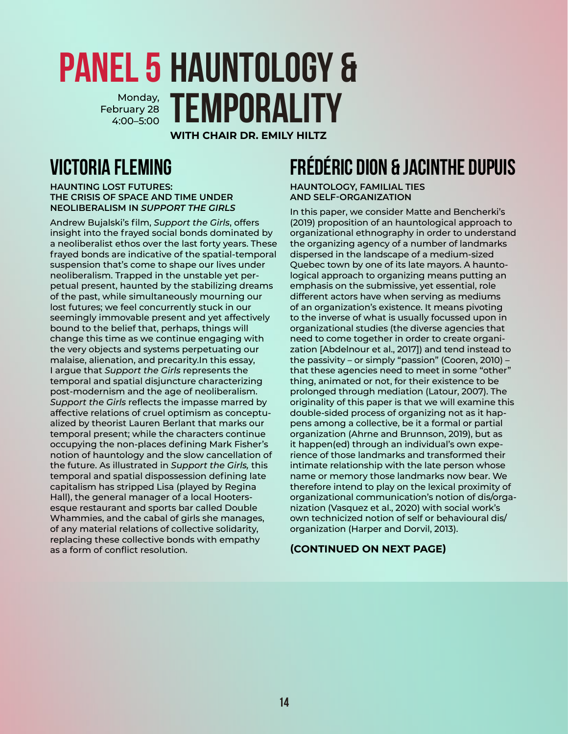# PANEL 5 HAUNTOLOGY & TEMPORALITY

Monday, February 28 4:00–5:00

**WITH CHAIR DR. EMILY HILTZ**

## VICTORIA FLEMING

**HAUNTING LOST FUTURES: THE CRISIS OF SPACE AND TIME UNDER NEOLIBERALISM IN *SUPPORT THE GIRLS***

Andrew Bujalski's film, *Support the Girls*, offers insight into the frayed social bonds dominated by a neoliberalist ethos over the last forty years. These frayed bonds are indicative of the spatial-temporal suspension that's come to shape our lives under neoliberalism. Trapped in the unstable yet perpetual present, haunted by the stabilizing dreams of the past, while simultaneously mourning our lost futures; we feel concurrently stuck in our seemingly immovable present and yet affectively bound to the belief that, perhaps, things will change this time as we continue engaging with the very objects and systems perpetuating our malaise, alienation, and precarity.In this essay, I argue that *Support the Girls* represents the temporal and spatial disjuncture characterizing post-modernism and the age of neoliberalism. *Support the Girls* reflects the impasse marred by affective relations of cruel optimism as conceptualized by theorist Lauren Berlant that marks our temporal present; while the characters continue occupying the non-places defining Mark Fisher's notion of hauntology and the slow cancellation of the future. As illustrated in *Support the Girls,* this temporal and spatial dispossession defining late capitalism has stripped Lisa (played by Regina Hall), the general manager of a local Hooters-esque restaurant and sports bar called Double Whammies, and the cabal of girls she manages, of any material relations of collective solidarity, replacing these collective bonds with empathy as a form of conflict resolution.

## FRÉDÉRIC DION & JACINTHE DUPUIS

**HAUNTOLOGY, FAMILIAL TIES AND SELF-ORGANIZATION**

In this paper, we consider Matte and Bencherki's (2019) proposition of an hauntological approach to organizational ethnography in order to understand the organizing agency of a number of landmarks dispersed in the landscape of a medium-sized Quebec town by one of its late mayors. A hauntological approach to organizing means putting an emphasis on the submissive, yet essential, role different actors have when serving as mediums of an organization's existence. It means pivoting to the inverse of what is usually focussed upon in organizational studies (the diverse agencies that need to come together in order to create organization [Abdelnour et al., 2017]) and tend instead to the passivity – or simply "passion" (Cooren, 2010) – that these agencies need to meet in some "other" thing, animated or not, for their existence to be prolonged through mediation (Latour, 2007). The originality of this paper is that we will examine this double-sided process of organizing not as it happens among a collective, be it a formal or partial organization (Ahrne and Brunnson, 2019), but as it happen(ed) through an individual's own experience of those landmarks and transformed their intimate relationship with the late person whose name or memory those landmarks now bear. We therefore intend to play on the lexical proximity of organizational communication's notion of dis/organization (Vasquez et al., 2020) with social work's own technicized notion of self or behavioural dis/organization (Harper and Dorvil, 2013).

**(CONTINUED ON NEXT PAGE)**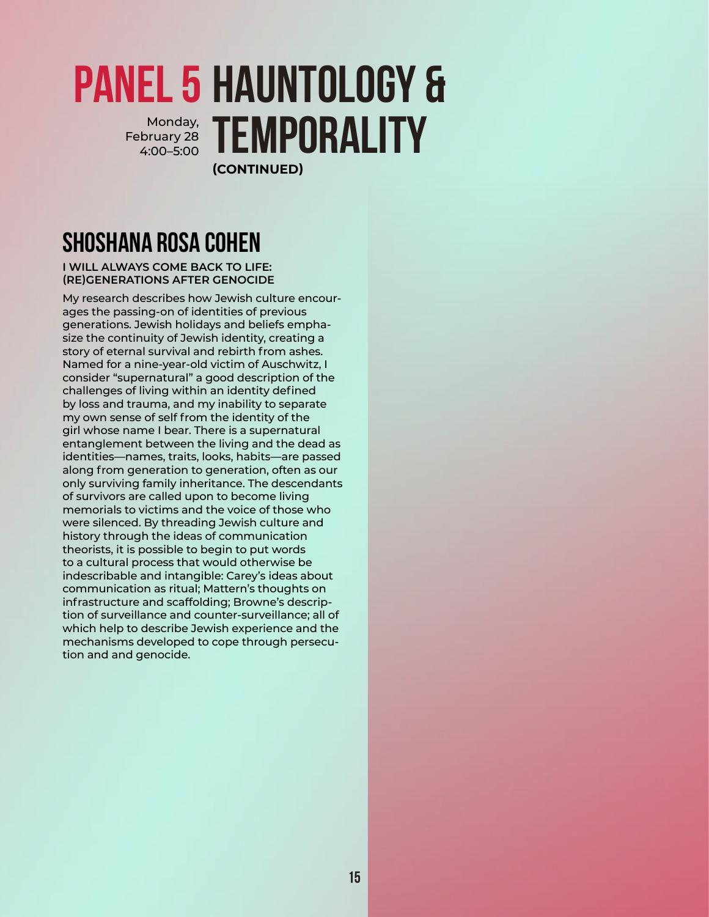# PANEL 5 HAUNTOLOGY & TEMPORALITY

Monday, February 28 4:00–5:00

**(CONTINUED)**

## SHOSHANA ROSA COHEN

**I WILL ALWAYS COME BACK TO LIFE: (RE)GENERATIONS AFTER GENOCIDE**

My research describes how Jewish culture encourages the passing-on of identities of previous generations. Jewish holidays and beliefs emphasize the continuity of Jewish identity, creating a story of eternal survival and rebirth from ashes. Named for a nine-year-old victim of Auschwitz, I consider "supernatural" a good description of the challenges of living within an identity defined by loss and trauma, and my inability to separate my own sense of self from the identity of the girl whose name I bear. There is a supernatural entanglement between the living and the dead as identities—names, traits, looks, habits—are passed along from generation to generation, often as our only surviving family inheritance. The descendants of survivors are called upon to become living memorials to victims and the voice of those who were silenced. By threading Jewish culture and history through the ideas of communication theorists, it is possible to begin to put words to a cultural process that would otherwise be indescribable and intangible: Carey's ideas about communication as ritual; Mattern's thoughts on infrastructure and scaffolding; Browne's description of surveillance and counter-surveillance; all of which help to describe Jewish experience and the mechanisms developed to cope through persecution and and genocide.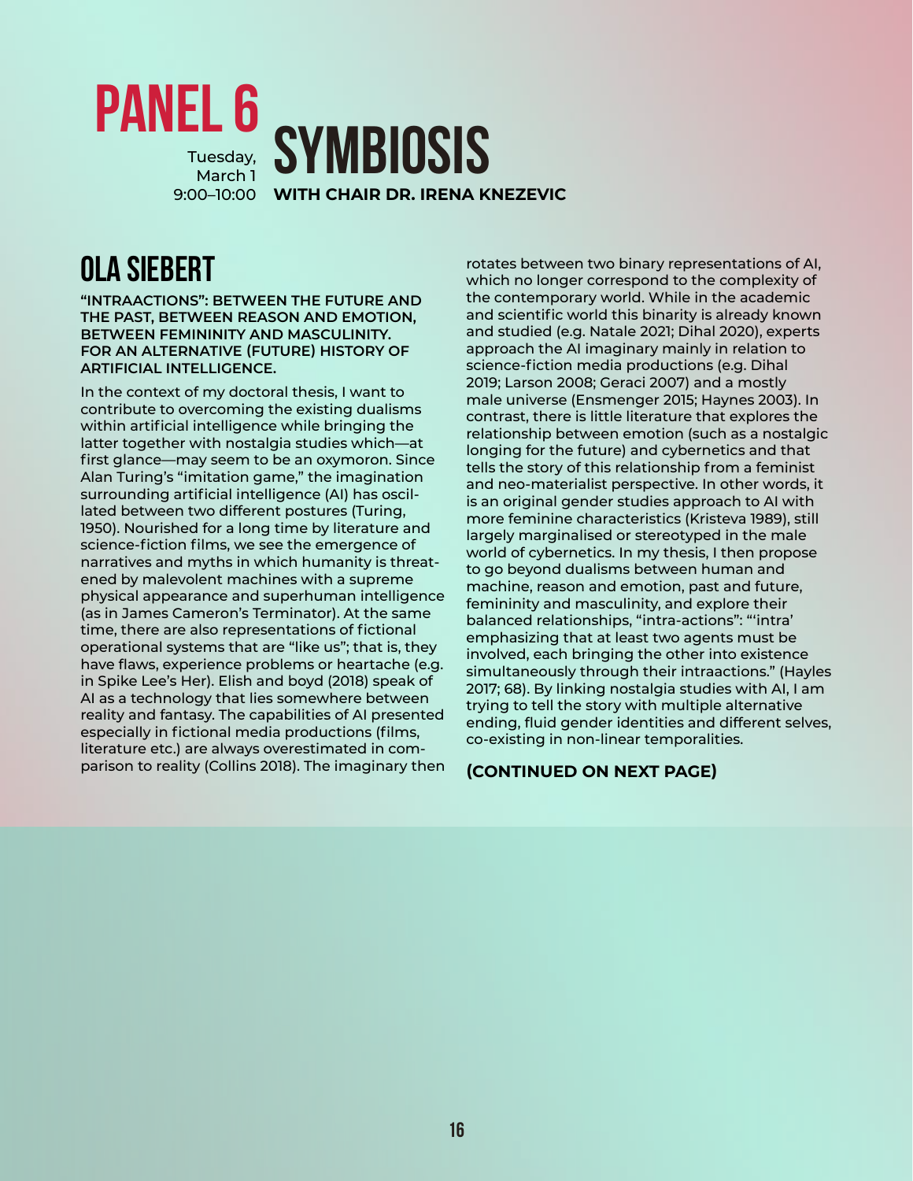# PANEL 6

Tuesday, March 1
9:00–10:00

# SYMBIOSIS

**WITH CHAIR DR. IRENA KNEZEVIC**

## OLA SIEBERT

**"INTRAACTIONS": BETWEEN THE FUTURE AND THE PAST, BETWEEN REASON AND EMOTION, BETWEEN FEMININITY AND MASCULINITY. FOR AN ALTERNATIVE (FUTURE) HISTORY OF ARTIFICIAL INTELLIGENCE.**

In the context of my doctoral thesis, I want to contribute to overcoming the existing dualisms within artificial intelligence while bringing the latter together with nostalgia studies which—at first glance—may seem to be an oxymoron. Since Alan Turing's "imitation game," the imagination surrounding artificial intelligence (AI) has oscillated between two different postures (Turing, 1950). Nourished for a long time by literature and science-fiction films, we see the emergence of narratives and myths in which humanity is threatened by malevolent machines with a supreme physical appearance and superhuman intelligence (as in James Cameron's Terminator). At the same time, there are also representations of fictional operational systems that are "like us"; that is, they have flaws, experience problems or heartache (e.g. in Spike Lee's Her). Elish and boyd (2018) speak of AI as a technology that lies somewhere between reality and fantasy. The capabilities of AI presented especially in fictional media productions (films, literature etc.) are always overestimated in comparison to reality (Collins 2018). The imaginary then rotates between two binary representations of AI, which no longer correspond to the complexity of the contemporary world. While in the academic and scientific world this binarity is already known and studied (e.g. Natale 2021; Dihal 2020), experts approach the AI imaginary mainly in relation to science-fiction media productions (e.g. Dihal 2019; Larson 2008; Geraci 2007) and a mostly male universe (Ensmenger 2015; Haynes 2003). In contrast, there is little literature that explores the relationship between emotion (such as a nostalgic longing for the future) and cybernetics and that tells the story of this relationship from a feminist and neo-materialist perspective. In other words, it is an original gender studies approach to AI with more feminine characteristics (Kristeva 1989), still largely marginalised or stereotyped in the male world of cybernetics. In my thesis, I then propose to go beyond dualisms between human and machine, reason and emotion, past and future, femininity and masculinity, and explore their balanced relationships, "intra-actions": "'intra' emphasizing that at least two agents must be involved, each bringing the other into existence simultaneously through their intraactions." (Hayles 2017; 68). By linking nostalgia studies with AI, I am trying to tell the story with multiple alternative ending, fluid gender identities and different selves, co-existing in non-linear temporalities.

**(CONTINUED ON NEXT PAGE)**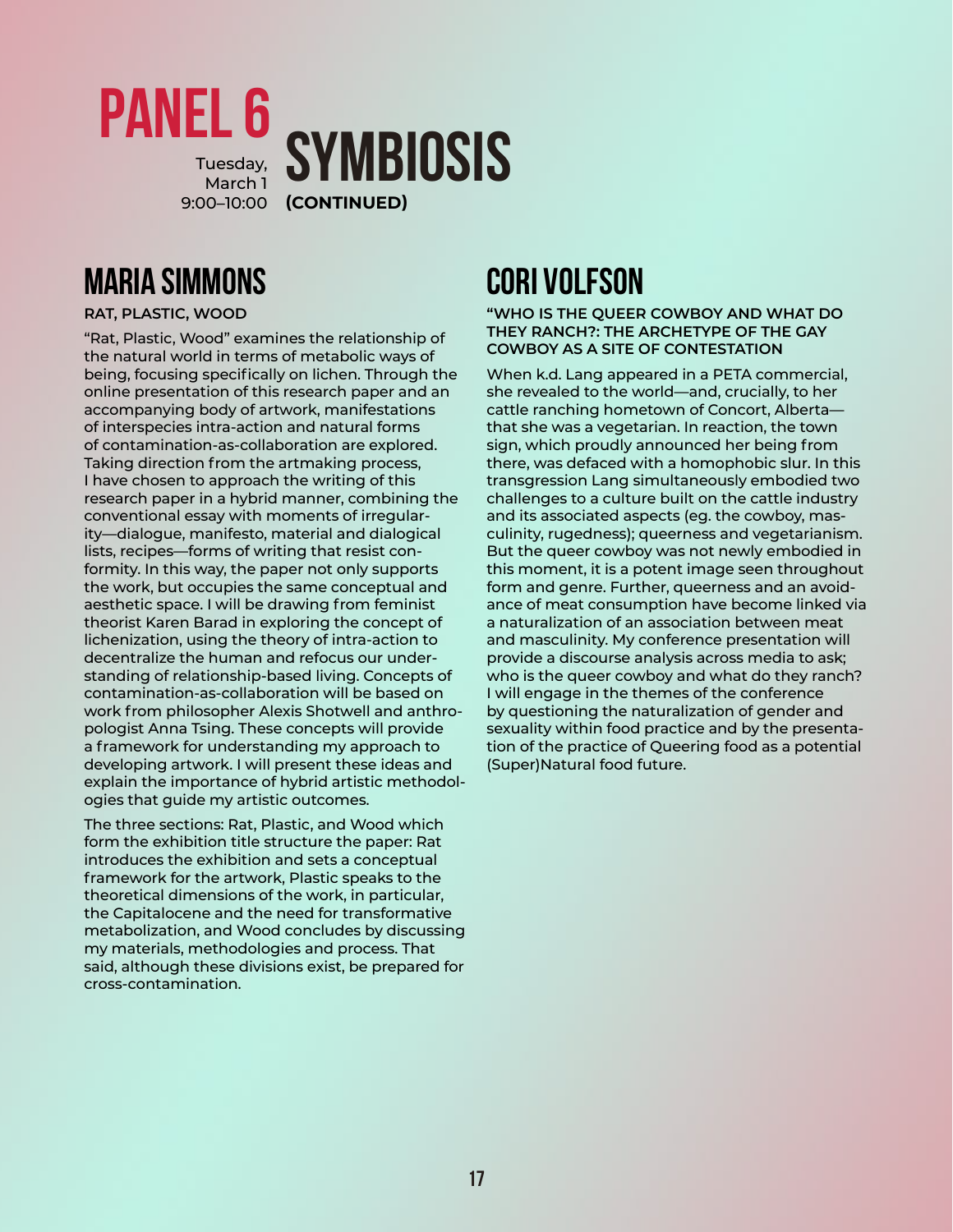# PANEL 6 SYMBIOSIS (CONTINUED)

Tuesday, March 1
9:00–10:00

## MARIA SIMMONS

**RAT, PLASTIC, WOOD**

"Rat, Plastic, Wood" examines the relationship of the natural world in terms of metabolic ways of being, focusing specifically on lichen. Through the online presentation of this research paper and an accompanying body of artwork, manifestations of interspecies intra-action and natural forms of contamination-as-collaboration are explored. Taking direction from the artmaking process, I have chosen to approach the writing of this research paper in a hybrid manner, combining the conventional essay with moments of irregularity—dialogue, manifesto, material and dialogical lists, recipes—forms of writing that resist conformity. In this way, the paper not only supports the work, but occupies the same conceptual and aesthetic space. I will be drawing from feminist theorist Karen Barad in exploring the concept of lichenization, using the theory of intra-action to decentralize the human and refocus our understanding of relationship-based living. Concepts of contamination-as-collaboration will be based on work from philosopher Alexis Shotwell and anthropologist Anna Tsing. These concepts will provide a framework for understanding my approach to developing artwork. I will present these ideas and explain the importance of hybrid artistic methodologies that guide my artistic outcomes.

The three sections: Rat, Plastic, and Wood which form the exhibition title structure the paper: Rat introduces the exhibition and sets a conceptual framework for the artwork, Plastic speaks to the theoretical dimensions of the work, in particular, the Capitalocene and the need for transformative metabolization, and Wood concludes by discussing my materials, methodologies and process. That said, although these divisions exist, be prepared for cross-contamination.

## CORI VOLFSON

**"WHO IS THE QUEER COWBOY AND WHAT DO THEY RANCH?: THE ARCHETYPE OF THE GAY COWBOY AS A SITE OF CONTESTATION**

When k.d. Lang appeared in a PETA commercial, she revealed to the world—and, crucially, to her cattle ranching hometown of Concort, Alberta—that she was a vegetarian. In reaction, the town sign, which proudly announced her being from there, was defaced with a homophobic slur. In this transgression Lang simultaneously embodied two challenges to a culture built on the cattle industry and its associated aspects (eg. the cowboy, masculinity, rugedness); queerness and vegetarianism. But the queer cowboy was not newly embodied in this moment, it is a potent image seen throughout form and genre. Further, queerness and an avoidance of meat consumption have become linked via a naturalization of an association between meat and masculinity. My conference presentation will provide a discourse analysis across media to ask; who is the queer cowboy and what do they ranch? I will engage in the themes of the conference by questioning the naturalization of gender and sexuality within food practice and by the presentation of the practice of Queering food as a potential (Super)Natural food future.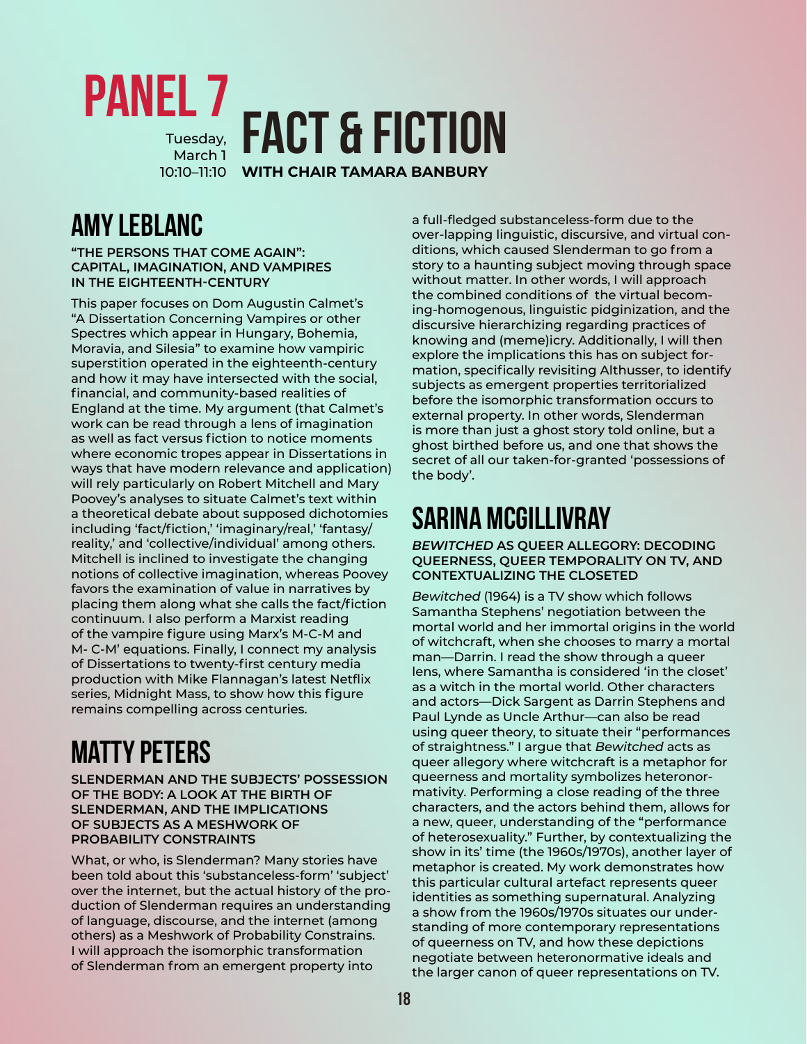# PANEL 7

## FACT & FICTION

Tuesday, March 1
10:10–11:10

**WITH CHAIR TAMARA BANBURY**

## AMY LEBLANC

**"THE PERSONS THAT COME AGAIN": CAPITAL, IMAGINATION, AND VAMPIRES IN THE EIGHTEENTH-CENTURY**

This paper focuses on Dom Augustin Calmet's "A Dissertation Concerning Vampires or other Spectres which appear in Hungary, Bohemia, Moravia, and Silesia" to examine how vampiric superstition operated in the eighteenth-century and how it may have intersected with the social, financial, and community-based realities of England at the time. My argument (that Calmet's work can be read through a lens of imagination as well as fact versus fiction to notice moments where economic tropes appear in Dissertations in ways that have modern relevance and application) will rely particularly on Robert Mitchell and Mary Poovey's analyses to situate Calmet's text within a theoretical debate about supposed dichotomies including 'fact/fiction,' 'imaginary/real,' 'fantasy/reality,' and 'collective/individual' among others. Mitchell is inclined to investigate the changing notions of collective imagination, whereas Poovey favors the examination of value in narratives by placing them along what she calls the fact/fiction continuum. I also perform a Marxist reading of the vampire figure using Marx's M-C-M and M- C-M' equations. Finally, I connect my analysis of Dissertations to twenty-first century media production with Mike Flannagan's latest Netflix series, Midnight Mass, to show how this figure remains compelling across centuries.

## MATTY PETERS

**SLENDERMAN AND THE SUBJECTS' POSSESSION OF THE BODY: A LOOK AT THE BIRTH OF SLENDERMAN, AND THE IMPLICATIONS OF SUBJECTS AS A MESHWORK OF PROBABILITY CONSTRAINTS**

What, or who, is Slenderman? Many stories have been told about this 'substanceless-form' 'subject' over the internet, but the actual history of the production of Slenderman requires an understanding of language, discourse, and the internet (among others) as a Meshwork of Probability Constrains. I will approach the isomorphic transformation of Slenderman from an emergent property into a full-fledged substanceless-form due to the over-lapping linguistic, discursive, and virtual conditions, which caused Slenderman to go from a story to a haunting subject moving through space without matter. In other words, I will approach the combined conditions of the virtual becoming-homogenous, linguistic pidginization, and the discursive hierarchizing regarding practices of knowing and (meme)icry. Additionally, I will then explore the implications this has on subject formation, specifically revisiting Althusser, to identify subjects as emergent properties territorialized before the isomorphic transformation occurs to external property. In other words, Slenderman is more than just a ghost story told online, but a ghost birthed before us, and one that shows the secret of all our taken-for-granted 'possessions of the body'.

## SARINA MCGILLIVRAY

***BEWITCHED* AS QUEER ALLEGORY: DECODING QUEERNESS, QUEER TEMPORALITY ON TV, AND CONTEXTUALIZING THE CLOSETED**

*Bewitched* (1964) is a TV show which follows Samantha Stephens' negotiation between the mortal world and her immortal origins in the world of witchcraft, when she chooses to marry a mortal man—Darrin. I read the show through a queer lens, where Samantha is considered 'in the closet' as a witch in the mortal world. Other characters and actors—Dick Sargent as Darrin Stephens and Paul Lynde as Uncle Arthur—can also be read using queer theory, to situate their "performances of straightness." I argue that *Bewitched* acts as queer allegory where witchcraft is a metaphor for queerness and mortality symbolizes heteronormativity. Performing a close reading of the three characters, and the actors behind them, allows for a new, queer, understanding of the "performance of heterosexuality." Further, by contextualizing the show in its' time (the 1960s/1970s), another layer of metaphor is created. My work demonstrates how this particular cultural artefact represents queer identities as something supernatural. Analyzing a show from the 1960s/1970s situates our understanding of more contemporary representations of queerness on TV, and how these depictions negotiate between heteronormative ideals and the larger canon of queer representations on TV.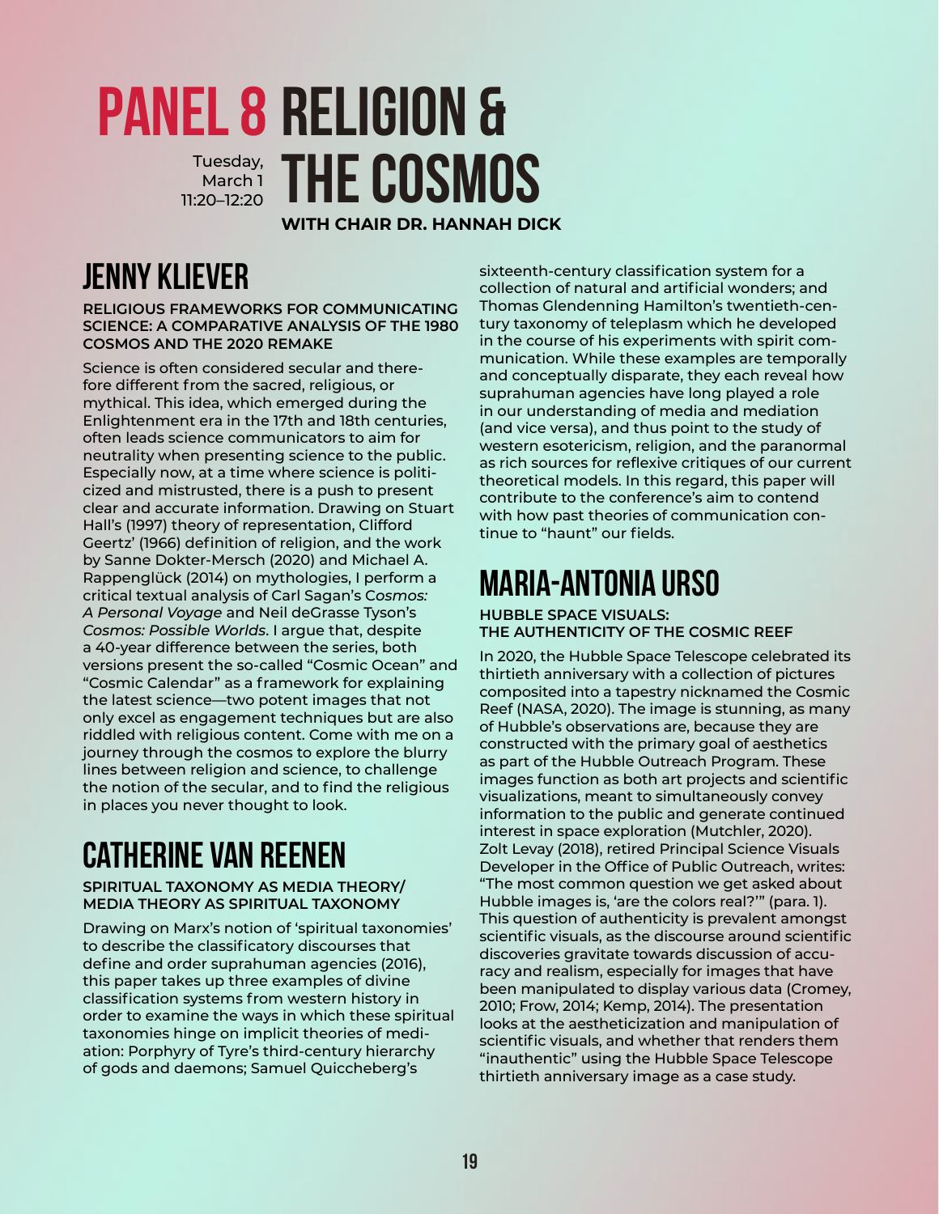# PANEL 8 RELIGION & THE COSMOS

Tuesday, March 1
11:20–12:20

**WITH CHAIR DR. HANNAH DICK**

## JENNY KLIEVER

**RELIGIOUS FRAMEWORKS FOR COMMUNICATING SCIENCE: A COMPARATIVE ANALYSIS OF THE 1980 COSMOS AND THE 2020 REMAKE**

Science is often considered secular and therefore different from the sacred, religious, or mythical. This idea, which emerged during the Enlightenment era in the 17th and 18th centuries, often leads science communicators to aim for neutrality when presenting science to the public. Especially now, at a time where science is politicized and mistrusted, there is a push to present clear and accurate information. Drawing on Stuart Hall's (1997) theory of representation, Clifford Geertz' (1966) definition of religion, and the work by Sanne Dokter-Mersch (2020) and Michael A. Rappenglück (2014) on mythologies, I perform a critical textual analysis of Carl Sagan's *Cosmos: A Personal Voyage* and Neil deGrasse Tyson's *Cosmos: Possible Worlds*. I argue that, despite a 40-year difference between the series, both versions present the so-called "Cosmic Ocean" and "Cosmic Calendar" as a framework for explaining the latest science—two potent images that not only excel as engagement techniques but are also riddled with religious content. Come with me on a journey through the cosmos to explore the blurry lines between religion and science, to challenge the notion of the secular, and to find the religious in places you never thought to look.

## CATHERINE VAN REENEN

**SPIRITUAL TAXONOMY AS MEDIA THEORY/ MEDIA THEORY AS SPIRITUAL TAXONOMY**

Drawing on Marx's notion of 'spiritual taxonomies' to describe the classificatory discourses that define and order suprahuman agencies (2016), this paper takes up three examples of divine classification systems from western history in order to examine the ways in which these spiritual taxonomies hinge on implicit theories of mediation: Porphyry of Tyre's third-century hierarchy of gods and daemons; Samuel Quiccheberg's sixteenth-century classification system for a collection of natural and artificial wonders; and Thomas Glendenning Hamilton's twentieth-century taxonomy of teleplasm which he developed in the course of his experiments with spirit communication. While these examples are temporally and conceptually disparate, they each reveal how suprahuman agencies have long played a role in our understanding of media and mediation (and vice versa), and thus point to the study of western esotericism, religion, and the paranormal as rich sources for reflexive critiques of our current theoretical models. In this regard, this paper will contribute to the conference's aim to contend with how past theories of communication continue to "haunt" our fields.

## MARIA-ANTONIA URSO

**HUBBLE SPACE VISUALS: THE AUTHENTICITY OF THE COSMIC REEF**

In 2020, the Hubble Space Telescope celebrated its thirtieth anniversary with a collection of pictures composited into a tapestry nicknamed the Cosmic Reef (NASA, 2020). The image is stunning, as many of Hubble's observations are, because they are constructed with the primary goal of aesthetics as part of the Hubble Outreach Program. These images function as both art projects and scientific visualizations, meant to simultaneously convey information to the public and generate continued interest in space exploration (Mutchler, 2020). Zolt Levay (2018), retired Principal Science Visuals Developer in the Office of Public Outreach, writes: "The most common question we get asked about Hubble images is, 'are the colors real?'" (para. 1). This question of authenticity is prevalent amongst scientific visuals, as the discourse around scientific discoveries gravitate towards discussion of accuracy and realism, especially for images that have been manipulated to display various data (Cromey, 2010; Frow, 2014; Kemp, 2014). The presentation looks at the aestheticization and manipulation of scientific visuals, and whether that renders them "inauthentic" using the Hubble Space Telescope thirtieth anniversary image as a case study.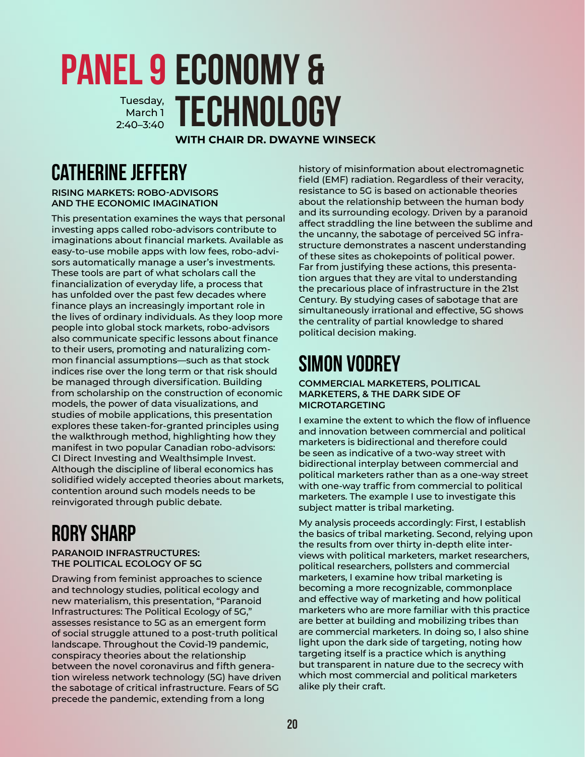# PANEL 9 ECONOMY & TECHNOLOGY

Tuesday, March 1 2:40–3:40

**WITH CHAIR DR. DWAYNE WINSECK**

## CATHERINE JEFFERY

**RISING MARKETS: ROBO-ADVISORS AND THE ECONOMIC IMAGINATION**

This presentation examines the ways that personal investing apps called robo-advisors contribute to imaginations about financial markets. Available as easy-to-use mobile apps with low fees, robo-advisors automatically manage a user's investments. These tools are part of what scholars call the financialization of everyday life, a process that has unfolded over the past few decades where finance plays an increasingly important role in the lives of ordinary individuals. As they loop more people into global stock markets, robo-advisors also communicate specific lessons about finance to their users, promoting and naturalizing common financial assumptions—such as that stock indices rise over the long term or that risk should be managed through diversification. Building from scholarship on the construction of economic models, the power of data visualizations, and studies of mobile applications, this presentation explores these taken-for-granted principles using the walkthrough method, highlighting how they manifest in two popular Canadian robo-advisors: CI Direct Investing and Wealthsimple Invest. Although the discipline of liberal economics has solidified widely accepted theories about markets, contention around such models needs to be reinvigorated through public debate.

## RORY SHARP

**PARANOID INFRASTRUCTURES: THE POLITICAL ECOLOGY OF 5G**

Drawing from feminist approaches to science and technology studies, political ecology and new materialism, this presentation, "Paranoid Infrastructures: The Political Ecology of 5G," assesses resistance to 5G as an emergent form of social struggle attuned to a post-truth political landscape. Throughout the Covid-19 pandemic, conspiracy theories about the relationship between the novel coronavirus and fifth generation wireless network technology (5G) have driven the sabotage of critical infrastructure. Fears of 5G precede the pandemic, extending from a long history of misinformation about electromagnetic field (EMF) radiation. Regardless of their veracity, resistance to 5G is based on actionable theories about the relationship between the human body and its surrounding ecology. Driven by a paranoid affect straddling the line between the sublime and the uncanny, the sabotage of perceived 5G infrastructure demonstrates a nascent understanding of these sites as chokepoints of political power. Far from justifying these actions, this presentation argues that they are vital to understanding the precarious place of infrastructure in the 21st Century. By studying cases of sabotage that are simultaneously irrational and effective, 5G shows the centrality of partial knowledge to shared political decision making.

## SIMON VODREY

**COMMERCIAL MARKETERS, POLITICAL MARKETERS, & THE DARK SIDE OF MICROTARGETING**

I examine the extent to which the flow of influence and innovation between commercial and political marketers is bidirectional and therefore could be seen as indicative of a two-way street with bidirectional interplay between commercial and political marketers rather than as a one-way street with one-way traffic from commercial to political marketers. The example I use to investigate this subject matter is tribal marketing.

My analysis proceeds accordingly: First, I establish the basics of tribal marketing. Second, relying upon the results from over thirty in-depth elite interviews with political marketers, market researchers, political researchers, pollsters and commercial marketers, I examine how tribal marketing is becoming a more recognizable, commonplace and effective way of marketing and how political marketers who are more familiar with this practice are better at building and mobilizing tribes than are commercial marketers. In doing so, I also shine light upon the dark side of targeting, noting how targeting itself is a practice which is anything but transparent in nature due to the secrecy with which most commercial and political marketers alike ply their craft.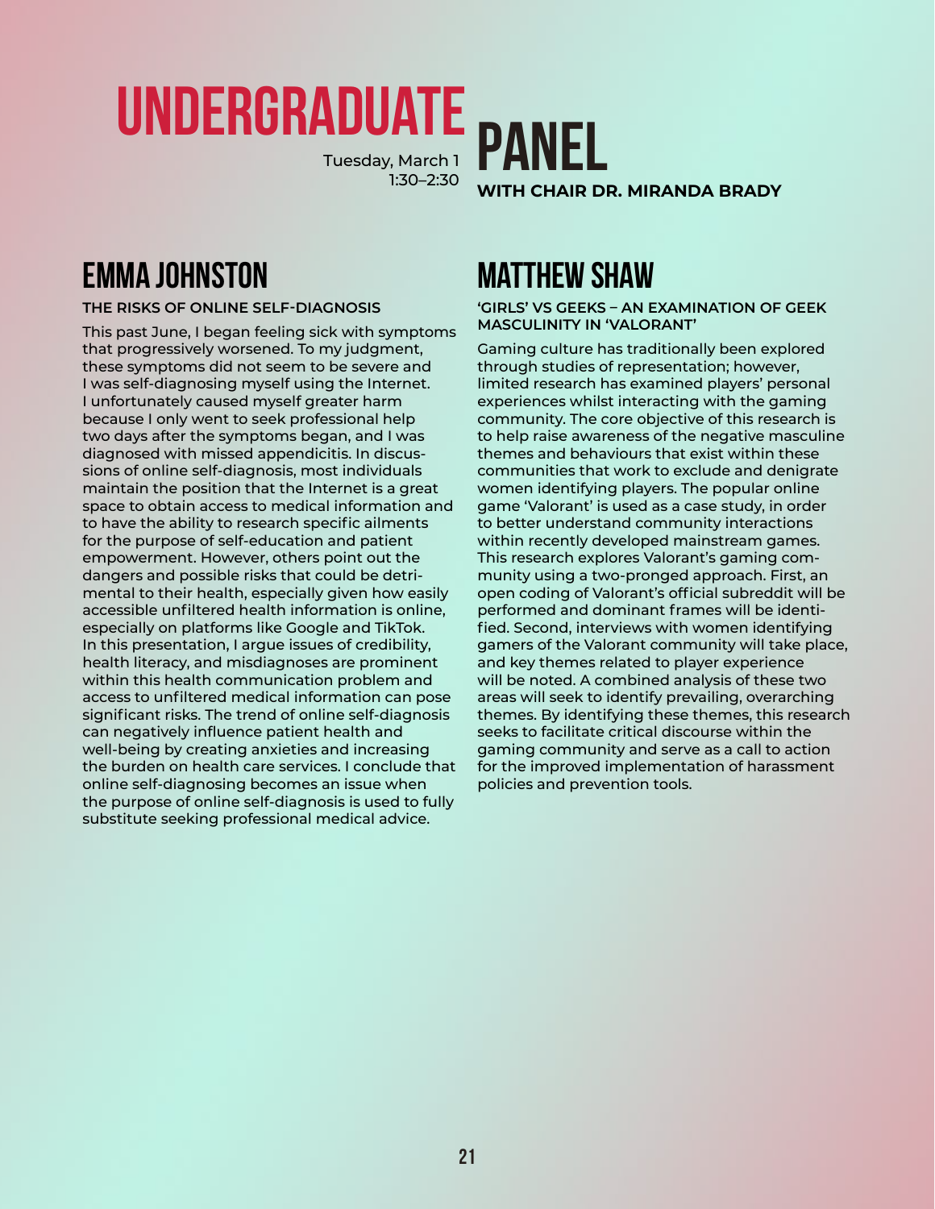# UNDERGRADUATE PANEL

Tuesday, March 1
1:30–2:30

**WITH CHAIR DR. MIRANDA BRADY**

## EMMA JOHNSTON

**THE RISKS OF ONLINE SELF-DIAGNOSIS**

This past June, I began feeling sick with symptoms that progressively worsened. To my judgment, these symptoms did not seem to be severe and I was self-diagnosing myself using the Internet. I unfortunately caused myself greater harm because I only went to seek professional help two days after the symptoms began, and I was diagnosed with missed appendicitis. In discussions of online self-diagnosis, most individuals maintain the position that the Internet is a great space to obtain access to medical information and to have the ability to research specific ailments for the purpose of self-education and patient empowerment. However, others point out the dangers and possible risks that could be detrimental to their health, especially given how easily accessible unfiltered health information is online, especially on platforms like Google and TikTok. In this presentation, I argue issues of credibility, health literacy, and misdiagnoses are prominent within this health communication problem and access to unfiltered medical information can pose significant risks. The trend of online self-diagnosis can negatively influence patient health and well-being by creating anxieties and increasing the burden on health care services. I conclude that online self-diagnosing becomes an issue when the purpose of online self-diagnosis is used to fully substitute seeking professional medical advice.

## MATTHEW SHAW

**'GIRLS' VS GEEKS – AN EXAMINATION OF GEEK MASCULINITY IN 'VALORANT'**

Gaming culture has traditionally been explored through studies of representation; however, limited research has examined players' personal experiences whilst interacting with the gaming community. The core objective of this research is to help raise awareness of the negative masculine themes and behaviours that exist within these communities that work to exclude and denigrate women identifying players. The popular online game 'Valorant' is used as a case study, in order to better understand community interactions within recently developed mainstream games. This research explores Valorant's gaming community using a two-pronged approach. First, an open coding of Valorant's official subreddit will be performed and dominant frames will be identified. Second, interviews with women identifying gamers of the Valorant community will take place, and key themes related to player experience will be noted. A combined analysis of these two areas will seek to identify prevailing, overarching themes. By identifying these themes, this research seeks to facilitate critical discourse within the gaming community and serve as a call to action for the improved implementation of harassment policies and prevention tools.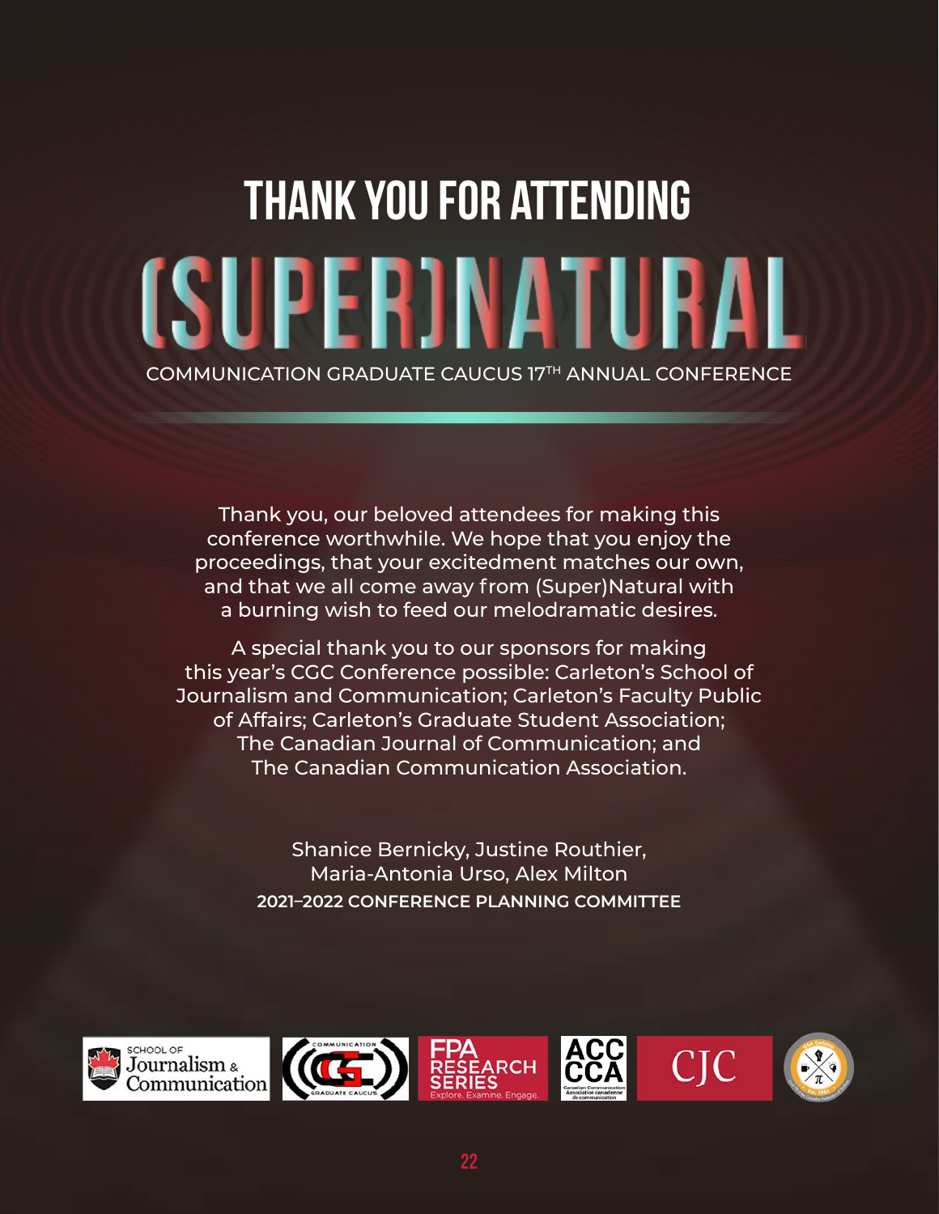# THANK YOU FOR ATTENDING

# (SUPER)NATURAL

COMMUNICATION GRADUATE CAUCUS 17TH ANNUAL CONFERENCE

Thank you, our beloved attendees for making this conference worthwhile. We hope that you enjoy the proceedings, that your excitedment matches our own, and that we all come away from (Super)Natural with a burning wish to feed our melodramatic desires.

A special thank you to our sponsors for making this year's CGC Conference possible: Carleton's School of Journalism and Communication; Carleton's Faculty Public of Affairs; Carleton's Graduate Student Association; The Canadian Journal of Communication; and The Canadian Communication Association.

Shanice Bernicky, Justine Routhier,
Maria-Antonia Urso, Alex Milton
**2021–2022 CONFERENCE PLANNING COMMITTEE**

SCHOOL OF Journalism & Communication

COMMUNICATION GRADUATE CAUCUS

FPA RESEARCH SERIES
Explore. Examine. Engage.

ACC CCA
Canadian Communication Association canadienne de communication

CJC